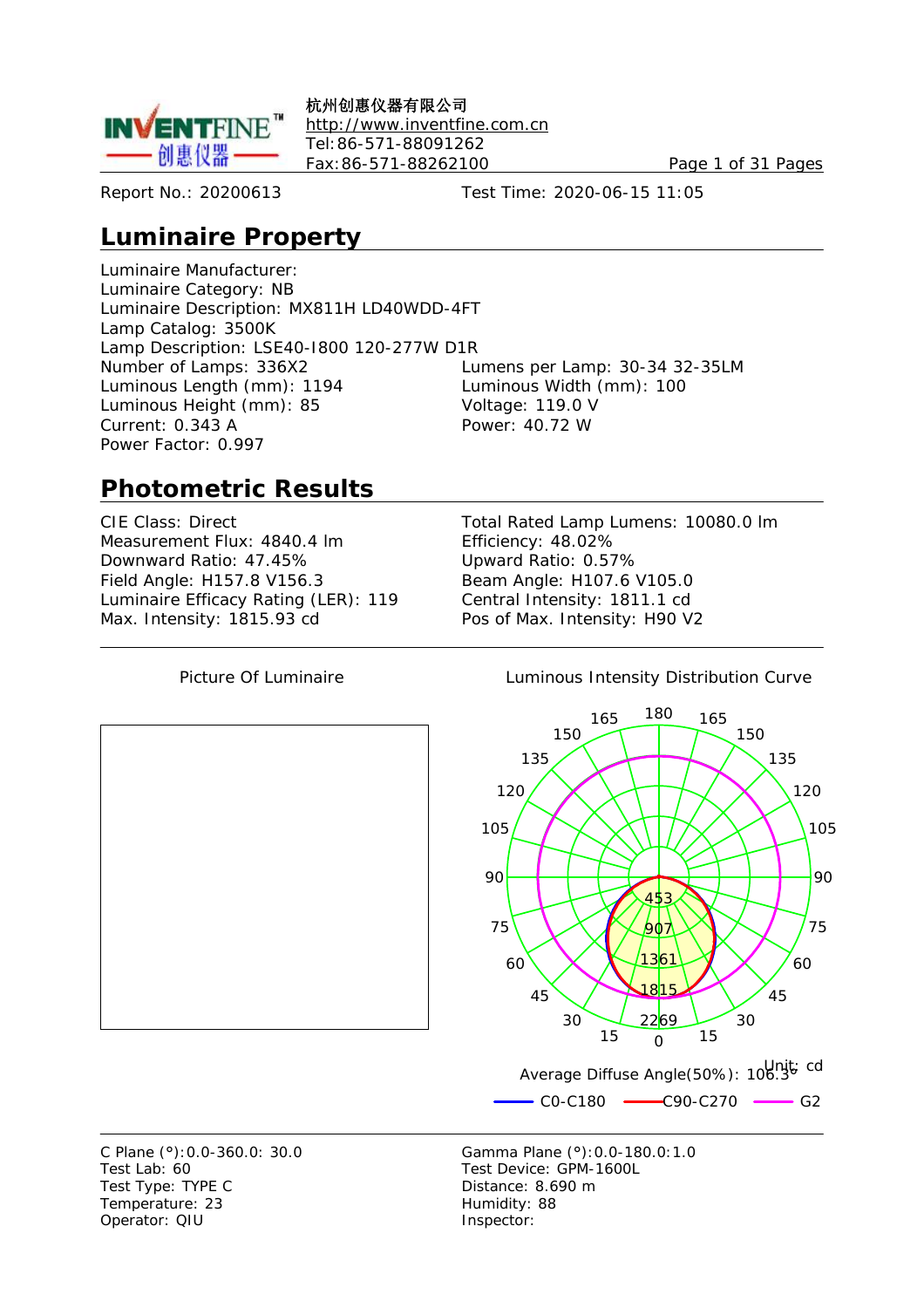杭州创惠仪器有限公司
http://www.inventfine.com.cn
Tel:86-571-88091262
Fax:86-571-88262100

Report No.: 20200613

Test Time: 2020-06-15 11:05

## Luminaire Property

Luminaire Manufacturer:
Luminaire Category: NB
Luminaire Description: MX811H LD40WDD-4FT
Lamp Catalog: 3500K
Lamp Description: LSE40-I800 120-277W D1R
Number of Lamps: 336X2
Lumens per Lamp: 30-34 32-35LM
Luminous Length (mm): 1194
Luminous Width (mm): 100
Luminous Height (mm): 85
Voltage: 119.0 V
Current: 0.343 A
Power: 40.72 W
Power Factor: 0.997

## Photometric Results

CIE Class: Direct
Total Rated Lamp Lumens: 10080.0 lm
Measurement Flux: 4840.4 lm
Efficiency: 48.02%
Downward Ratio: 47.45%
Upward Ratio: 0.57%
Field Angle: H157.8 V156.3
Beam Angle: H107.6 V105.0
Luminaire Efficacy Rating (LER): 119
Central Intensity: 1811.1 cd
Max. Intensity: 1815.93 cd
Pos of Max. Intensity: H90 V2

Picture Of Luminaire

Luminous Intensity Distribution Curve

Unit: cd

Average Diffuse Angle(50%): 106.3°

C0-C180 C90-C270 G2

C Plane (°):0.0-360.0: 30.0
Gamma Plane (°):0.0-180.0:1.0
Test Lab: 60
Test Device: GPM-1600L
Test Type: TYPE C
Distance: 8.690 m
Temperature: 23
Humidity: 88
Operator: QIU
Inspector: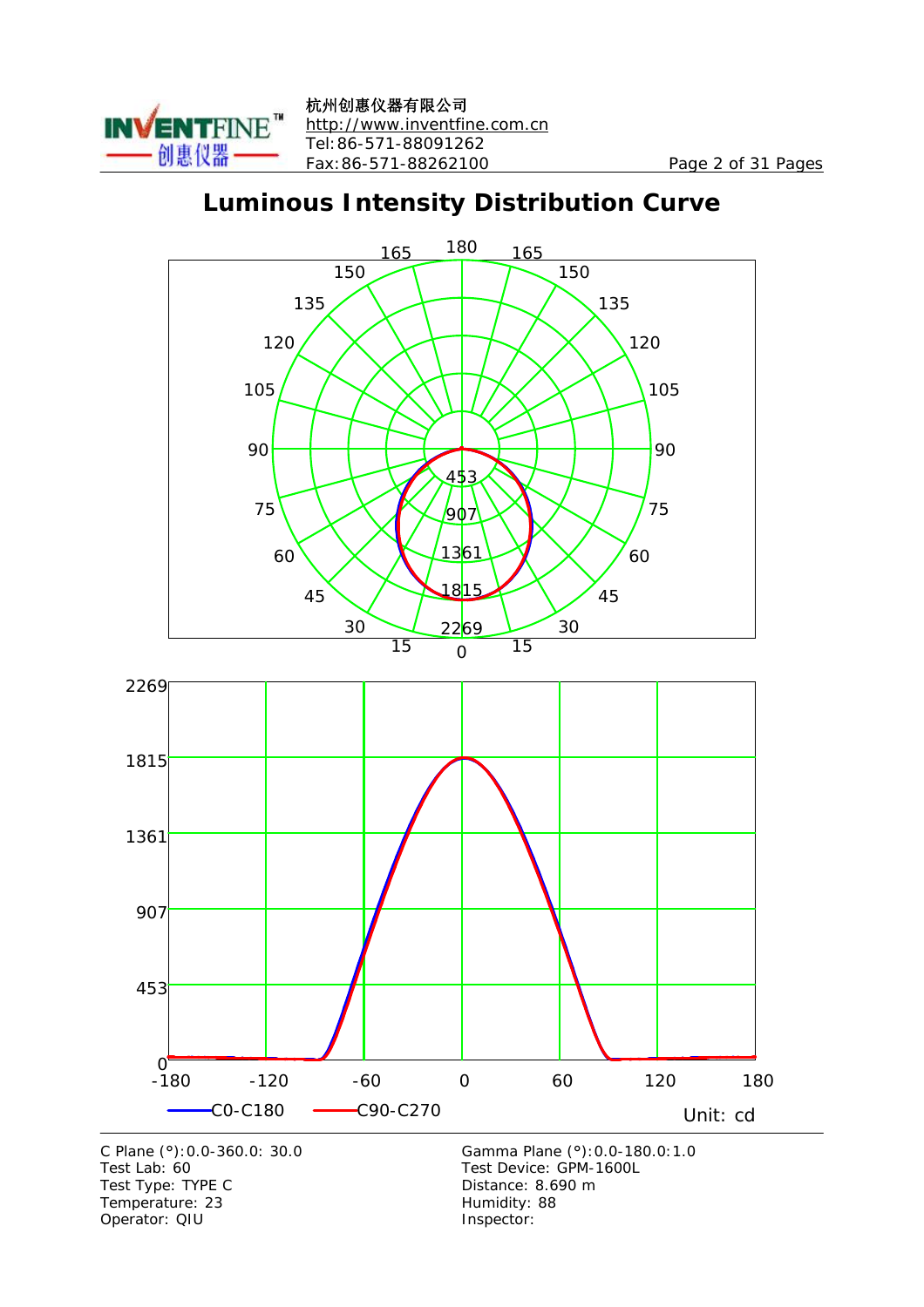# Luminous Intensity Distribution Curve

C Plane (°):0.0-360.0: 30.0
Test Lab: 60
Test Type: TYPE C
Temperature: 23
Operator: QIU

Gamma Plane (°):0.0-180.0:1.0
Test Device: GPM-1600L
Distance: 8.690 m
Humidity: 88
Inspector: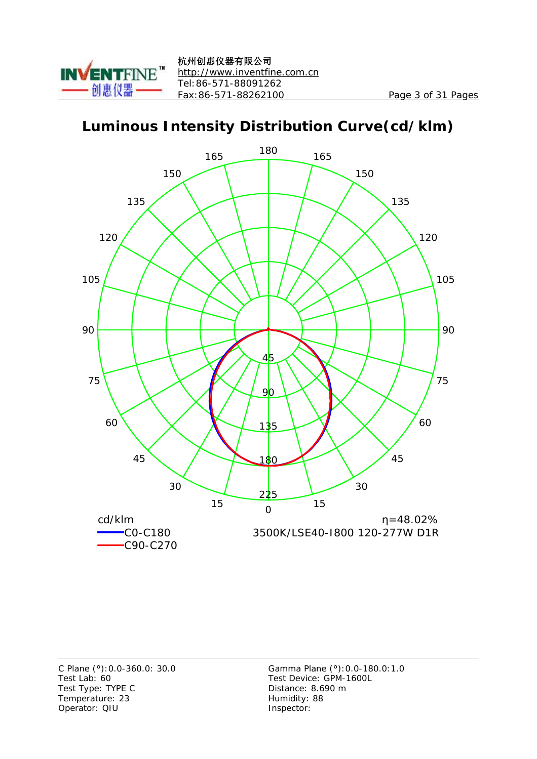# Luminous Intensity Distribution Curve(cd/klm)

cd/klm

C0-C180

C90-C270

η=48.02%

3500K/LSE40-I800 120-277W D1R

C Plane (°):0.0-360.0: 30.0
Test Lab: 60
Test Type: TYPE C
Temperature: 23
Operator: QIU

Gamma Plane (°):0.0-180.0:1.0
Test Device: GPM-1600L
Distance: 8.690 m
Humidity: 88
Inspector: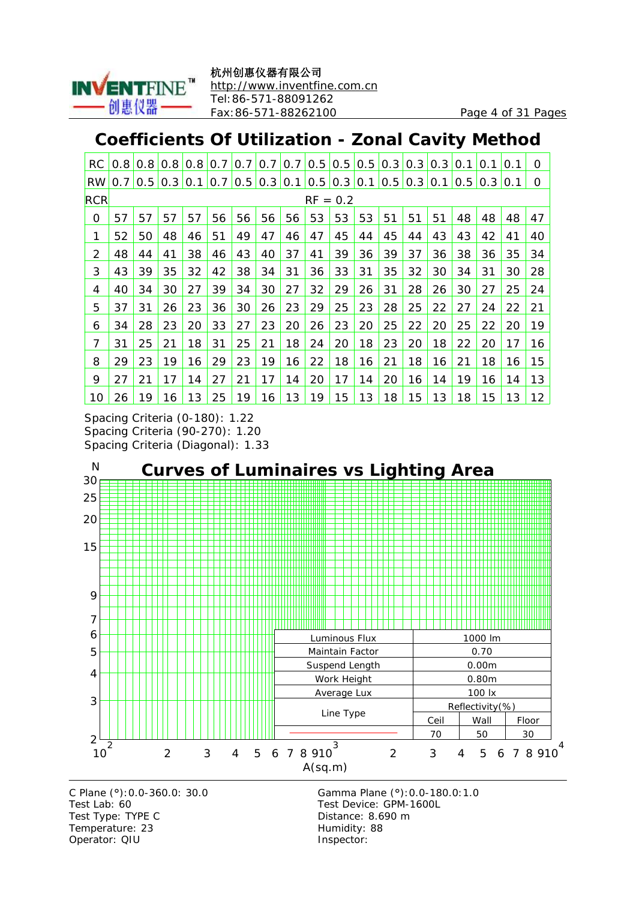# Coefficients Of Utilization - Zonal Cavity Method

| RC | 0.8 | 0.8 | 0.8 | 0.8 | 0.7 | 0.7 | 0.7 | 0.7 | 0.5 | 0.5 | 0.5 | 0.3 | 0.3 | 0.3 | 0.1 | 0.1 | 0.1 | 0 |
|---|---|---|---|---|---|---|---|---|---|---|---|---|---|---|---|---|---|---|
| RW | 0.7 | 0.5 | 0.3 | 0.1 | 0.7 | 0.5 | 0.3 | 0.1 | 0.5 | 0.3 | 0.1 | 0.5 | 0.3 | 0.1 | 0.5 | 0.3 | 0.1 | 0 |
| RCR | RF = 0.2 | | | | | | | | | | | | | | | | | |
| 0 | 57 | 57 | 57 | 57 | 56 | 56 | 56 | 56 | 53 | 53 | 53 | 51 | 51 | 51 | 48 | 48 | 48 | 47 |
| 1 | 52 | 50 | 48 | 46 | 51 | 49 | 47 | 46 | 47 | 45 | 44 | 45 | 44 | 43 | 43 | 42 | 41 | 40 |
| 2 | 48 | 44 | 41 | 38 | 46 | 43 | 40 | 37 | 41 | 39 | 36 | 39 | 37 | 36 | 38 | 36 | 35 | 34 |
| 3 | 43 | 39 | 35 | 32 | 42 | 38 | 34 | 31 | 36 | 33 | 31 | 35 | 32 | 30 | 34 | 31 | 30 | 28 |
| 4 | 40 | 34 | 30 | 27 | 39 | 34 | 30 | 27 | 32 | 29 | 26 | 31 | 28 | 26 | 30 | 27 | 25 | 24 |
| 5 | 37 | 31 | 26 | 23 | 36 | 30 | 26 | 23 | 29 | 25 | 23 | 28 | 25 | 22 | 27 | 24 | 22 | 21 |
| 6 | 34 | 28 | 23 | 20 | 33 | 27 | 23 | 20 | 26 | 23 | 20 | 25 | 22 | 20 | 25 | 22 | 20 | 19 |
| 7 | 31 | 25 | 21 | 18 | 31 | 25 | 21 | 18 | 24 | 20 | 18 | 23 | 20 | 18 | 22 | 20 | 17 | 16 |
| 8 | 29 | 23 | 19 | 16 | 29 | 23 | 19 | 16 | 22 | 18 | 16 | 21 | 18 | 16 | 21 | 18 | 16 | 15 |
| 9 | 27 | 21 | 17 | 14 | 27 | 21 | 17 | 14 | 20 | 17 | 14 | 20 | 16 | 14 | 19 | 16 | 14 | 13 |
| 10 | 26 | 19 | 16 | 13 | 25 | 19 | 16 | 13 | 19 | 15 | 13 | 18 | 15 | 13 | 18 | 15 | 13 | 12 |

Spacing Criteria (0-180): 1.22
Spacing Criteria (90-270): 1.20
Spacing Criteria (Diagonal): 1.33

## Curves of Luminaires vs Lighting Area

N

A(sq.m)

| Luminous Flux | 1000 lm | |
|---|---|---|
| Maintain Factor | 0.70 | |
| Suspend Length | 0.00m | |
| Work Height | 0.80m | |
| Average Lux | 100 lx | |
| Line Type | Reflectivity(%) | |
| | Ceil | Wall | Floor |
| | 70 | 50 | 30 |

C Plane (°):0.0-360.0: 30.0
Test Lab: 60
Test Type: TYPE C
Temperature: 23
Operator: QIU

Gamma Plane (°):0.0-180.0:1.0
Test Device: GPM-1600L
Distance: 8.690 m
Humidity: 88
Inspector: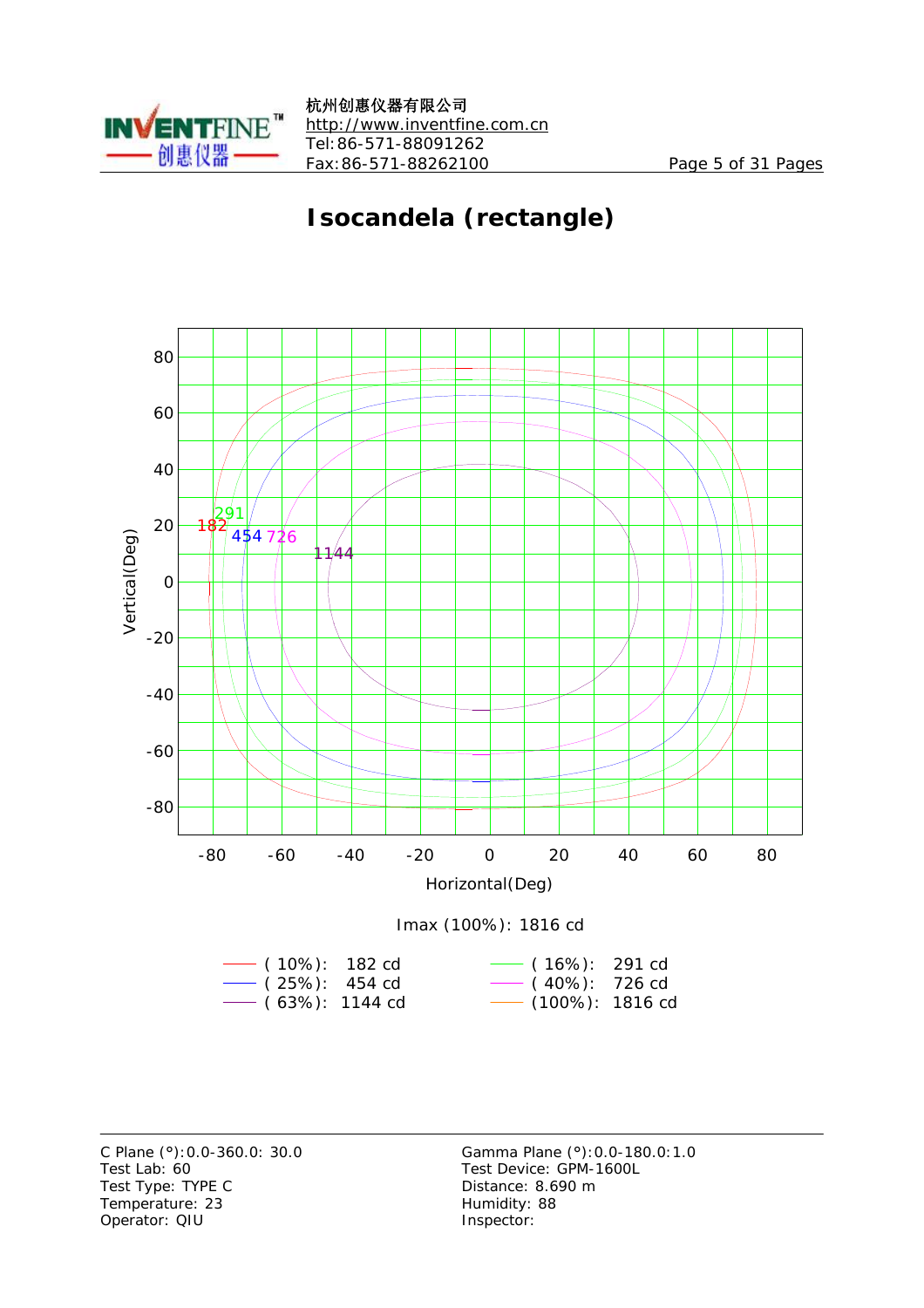# Isocandela (rectangle)

Imax (100%): 1816 cd

| | | | |
|---|---|---|---|
| ( 10%): | 182 cd | ( 16%): | 291 cd |
| ( 25%): | 454 cd | ( 40%): | 726 cd |
| ( 63%): | 1144 cd | (100%): | 1816 cd |

C Plane (°):0.0-360.0: 30.0
Test Lab: 60
Test Type: TYPE C
Temperature: 23
Operator: QIU

Gamma Plane (°):0.0-180.0:1.0
Test Device: GPM-1600L
Distance: 8.690 m
Humidity: 88
Inspector: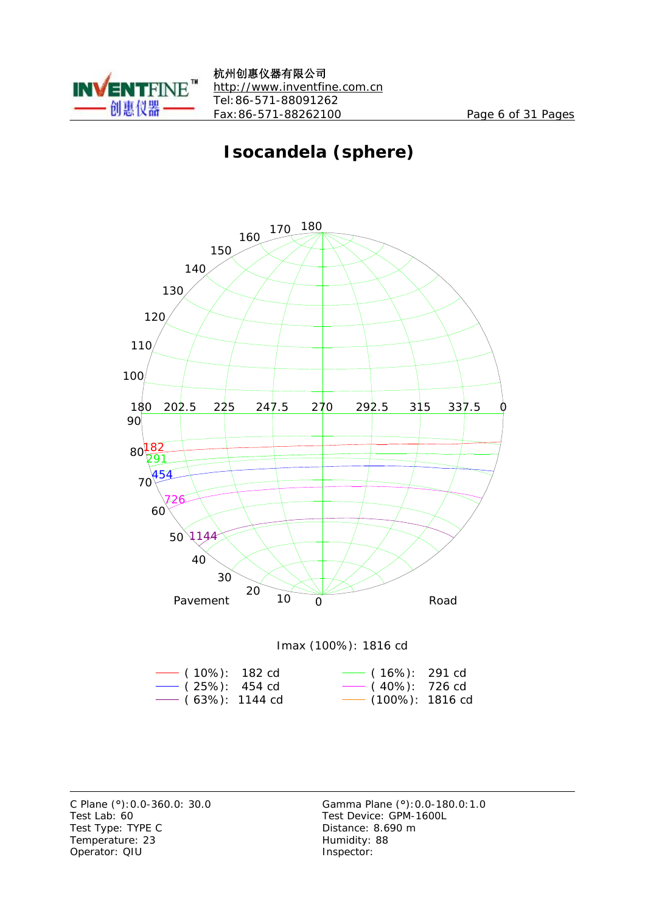# Isocandela (sphere)

Imax (100%): 1816 cd

| | | | |
|---|---|---|---|
| ( 10%): | 182 cd | ( 16%): | 291 cd |
| ( 25%): | 454 cd | ( 40%): | 726 cd |
| ( 63%): | 1144 cd | (100%): | 1816 cd |

C Plane (°):0.0-360.0: 30.0
Test Lab: 60
Test Type: TYPE C
Temperature: 23
Operator: QIU

Gamma Plane (°):0.0-180.0:1.0
Test Device: GPM-1600L
Distance: 8.690 m
Humidity: 88
Inspector: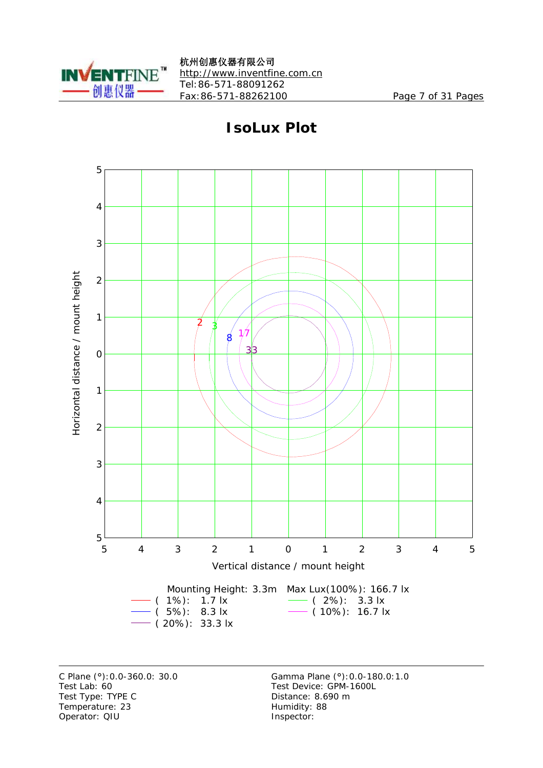# IsoLux Plot

Mounting Height: 3.3m　Max Lux(100%): 166.7 lx

| Level | Value | Level | Value |
|---|---|---|---|
| ( 1%): | 1.7 lx | ( 2%): | 3.3 lx |
| ( 5%): | 8.3 lx | ( 10%): | 16.7 lx |
| ( 20%): | 33.3 lx | | |

C Plane (°):0.0-360.0: 30.0
Test Lab: 60
Test Type: TYPE C
Temperature: 23
Operator: QIU

Gamma Plane (°):0.0-180.0:1.0
Test Device: GPM-1600L
Distance: 8.690 m
Humidity: 88
Inspector: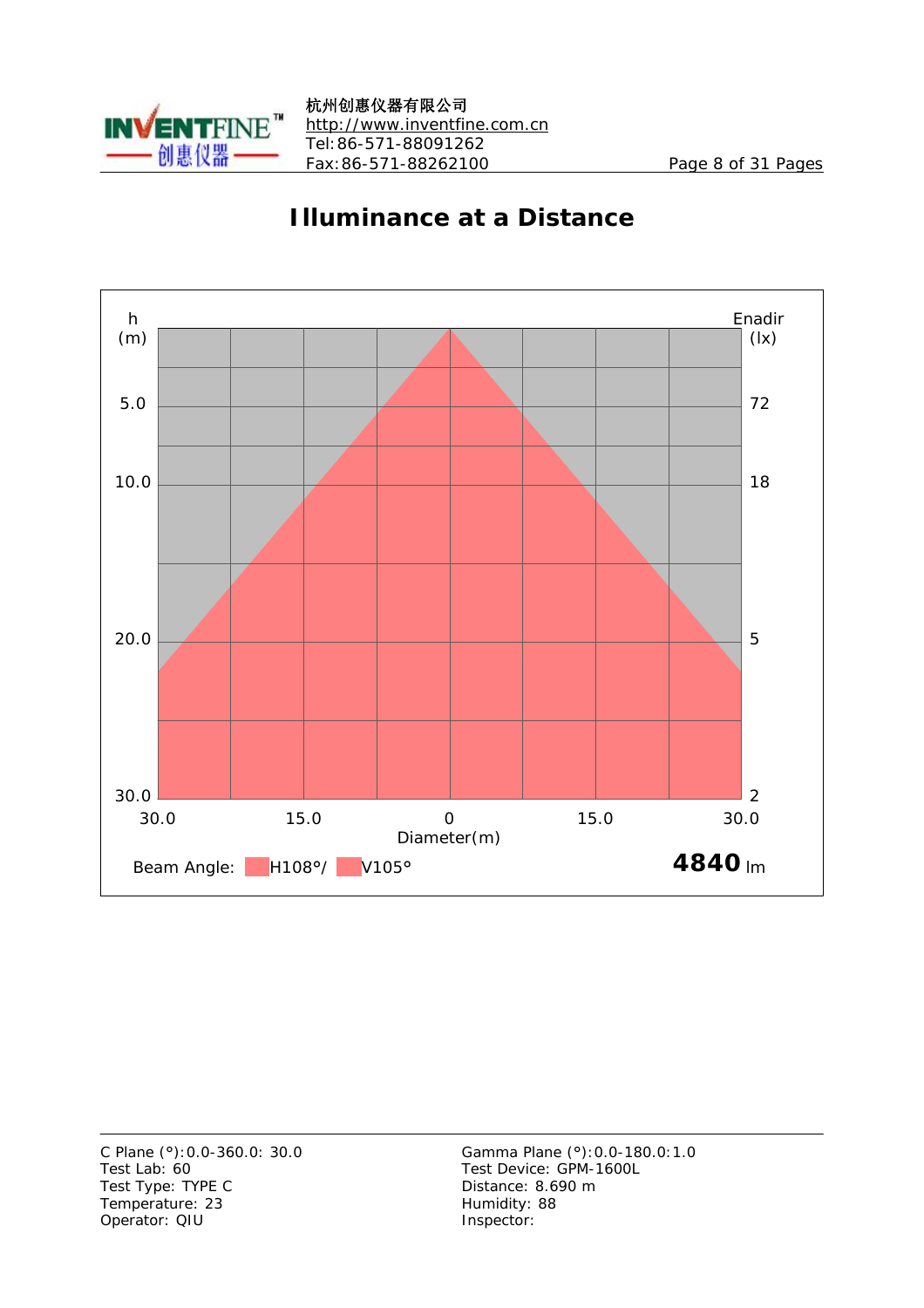# Illuminance at a Distance

| h (m) | Enadir (lx) |
|---|---|
| 5.0 | 72 |
| 10.0 | 18 |
| 20.0 | 5 |
| 30.0 | 2 |

Diameter(m): 30.0 15.0 0 15.0 30.0

Beam Angle: H108°/ V105°

**4840** lm

C Plane (°):0.0-360.0: 30.0
Test Lab: 60
Test Type: TYPE C
Temperature: 23
Operator: QIU

Gamma Plane (°):0.0-180.0:1.0
Test Device: GPM-1600L
Distance: 8.690 m
Humidity: 88
Inspector: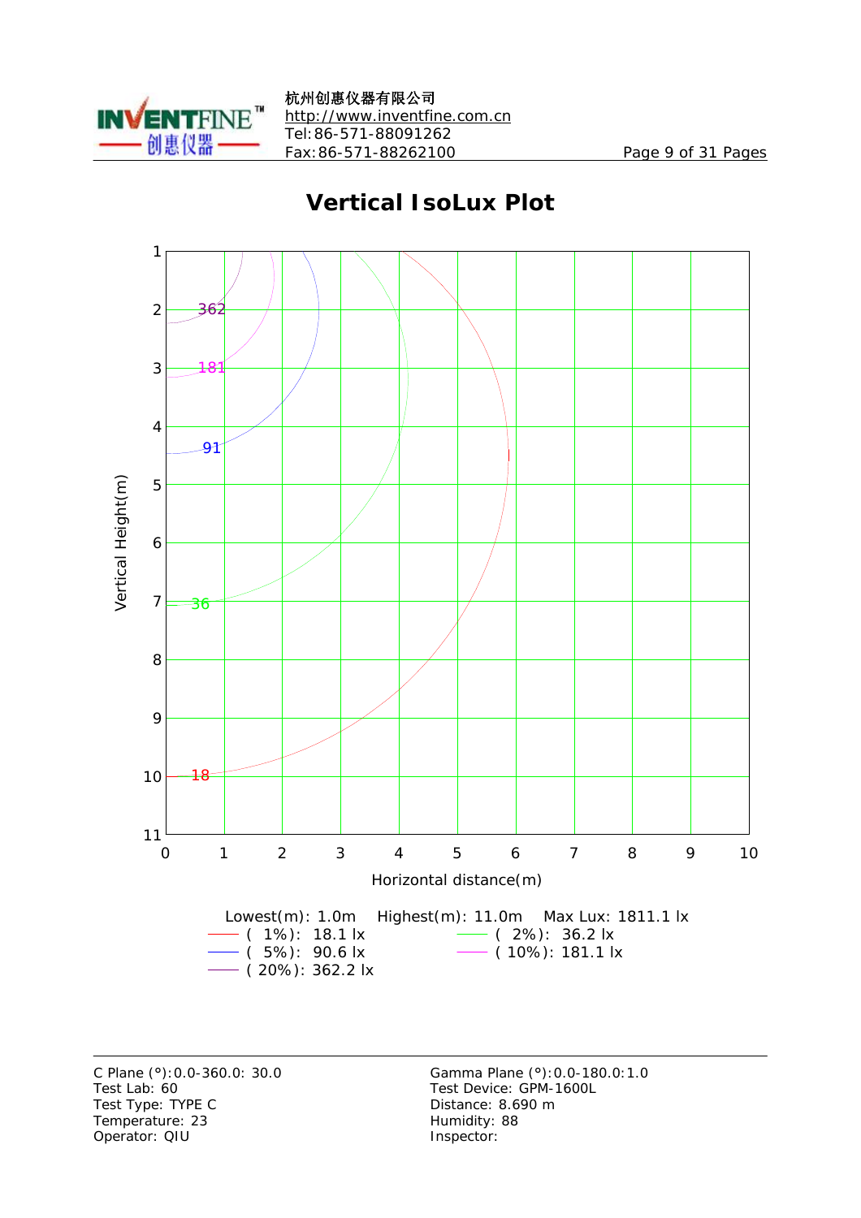# Vertical IsoLux Plot

Lowest(m): 1.0m  Highest(m): 11.0m  Max Lux: 1811.1 lx

- ( 1%): 18.1 lx
- ( 2%): 36.2 lx
- ( 5%): 90.6 lx
- ( 10%): 181.1 lx
- ( 20%): 362.2 lx

C Plane (°):0.0-360.0: 30.0
Test Lab: 60
Test Type: TYPE C
Temperature: 23
Operator: QIU

Gamma Plane (°):0.0-180.0:1.0
Test Device: GPM-1600L
Distance: 8.690 m
Humidity: 88
Inspector: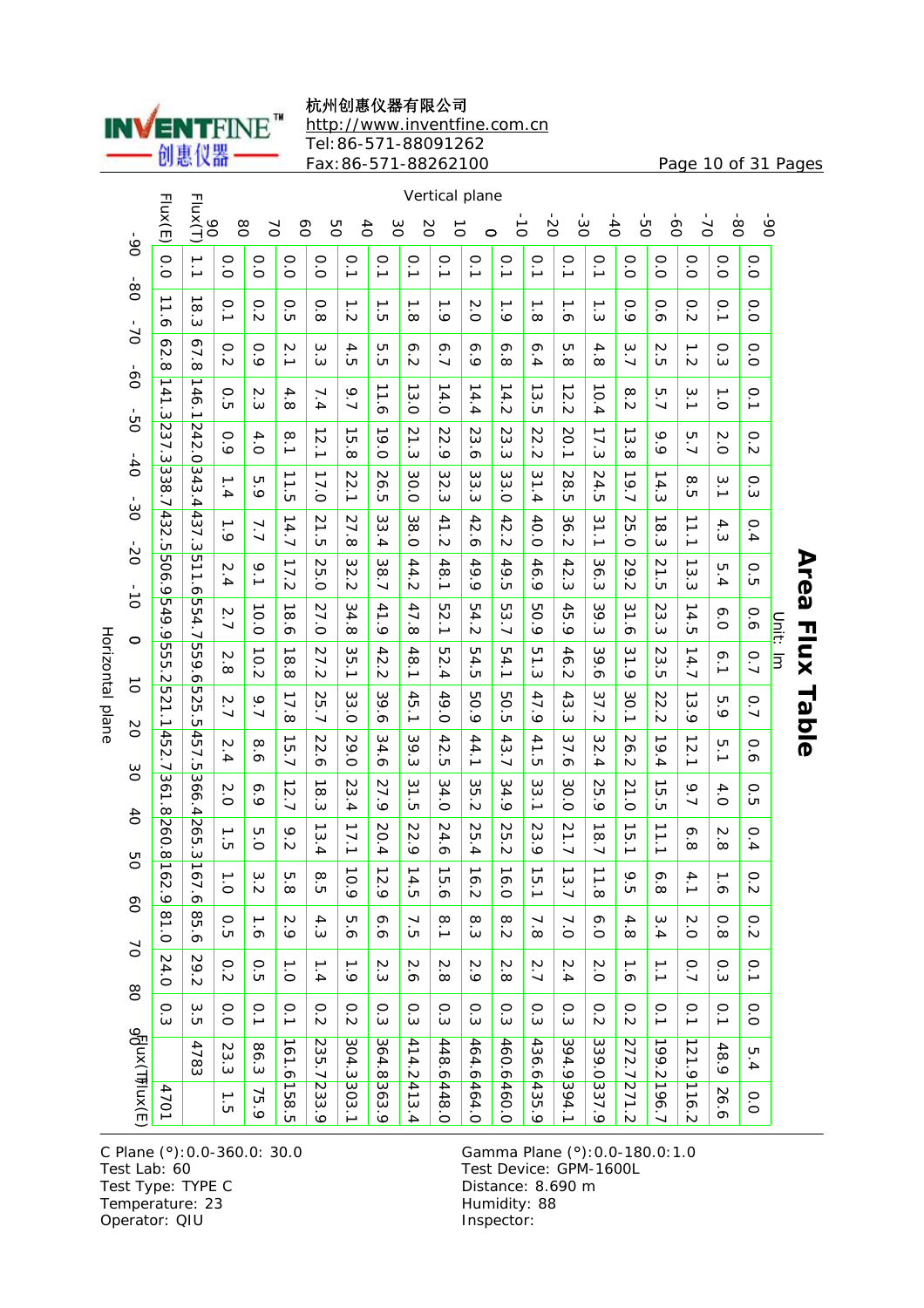# Area Flux Table

Unit: lm

| Vertical plane \ Horizontal plane | -90 | -80 | -70 | -60 | -50 | -40 | -30 | -20 | -10 | 0 | 10 | 20 | 30 | 40 | 50 | 60 | 70 | 80 | Flux(T) | Flux(E) |
|---|---|---|---|---|---|---|---|---|---|---|---|---|---|---|---|---|---|---|---|---|
| -90 | 0.0 | 0.0 | 0.0 | 0.1 | 0.2 | 0.3 | 0.4 | 0.5 | 0.6 | 0.7 | 0.7 | 0.6 | 0.5 | 0.4 | 0.2 | 0.2 | 0.1 | 0.0 | 5.4 | 0.0 |
| -80 | 0.0 | 0.1 | 0.3 | 1.0 | 2.0 | 3.1 | 4.3 | 5.4 | 6.0 | 6.1 | 5.9 | 5.1 | 4.0 | 2.8 | 1.6 | 0.8 | 0.3 | 0.1 | 48.9 | 26.6 |
| -70 | 0.0 | 0.2 | 1.2 | 3.1 | 5.7 | 8.5 | 11.1 | 13.3 | 14.5 | 14.7 | 13.9 | 12.1 | 9.7 | 6.8 | 4.1 | 2.0 | 0.7 | 0.1 | 121.9 | 116.2 |
| -60 | 0.0 | 0.6 | 2.5 | 5.7 | 9.9 | 14.3 | 18.3 | 21.5 | 23.3 | 23.5 | 22.2 | 19.4 | 15.5 | 11.1 | 6.8 | 3.4 | 1.1 | 0.1 | 199.2 | 196.7 |
| -50 | 0.0 | 0.9 | 3.7 | 8.2 | 13.8 | 19.7 | 25.0 | 29.2 | 31.6 | 31.9 | 30.1 | 26.2 | 21.0 | 15.1 | 9.5 | 4.8 | 1.6 | 0.2 | 272.7 | 271.2 |
| -40 | 0.1 | 1.3 | 4.8 | 10.4 | 17.3 | 24.5 | 31.1 | 36.3 | 39.3 | 39.6 | 37.2 | 32.4 | 25.9 | 18.7 | 11.8 | 6.0 | 2.0 | 0.2 | 339.0 | 337.9 |
| -30 | 0.1 | 1.6 | 5.8 | 12.2 | 20.1 | 28.5 | 36.2 | 42.3 | 45.9 | 46.2 | 43.3 | 37.6 | 30.0 | 21.7 | 13.7 | 7.0 | 2.4 | 0.3 | 394.9 | 394.1 |
| -20 | 0.1 | 1.8 | 6.4 | 13.5 | 22.2 | 31.4 | 40.0 | 46.9 | 50.9 | 51.3 | 47.9 | 41.5 | 33.1 | 23.9 | 15.1 | 7.8 | 2.7 | 0.3 | 436.6 | 435.9 |
| -10 | 0.1 | 1.9 | 6.8 | 14.2 | 23.3 | 33.0 | 42.2 | 49.5 | 53.7 | 54.1 | 50.5 | 43.7 | 34.9 | 25.2 | 16.0 | 8.2 | 2.8 | 0.3 | 460.6 | 460.0 |
| 0 | 0.1 | 2.0 | 6.9 | 14.4 | 23.6 | 33.3 | 42.6 | 49.9 | 54.2 | 54.5 | 50.9 | 44.1 | 35.2 | 25.4 | 16.2 | 8.3 | 2.9 | 0.3 | 464.6 | 464.0 |
| 10 | 0.1 | 1.9 | 6.7 | 14.0 | 22.9 | 32.3 | 41.2 | 48.1 | 52.1 | 52.4 | 49.0 | 42.5 | 34.0 | 24.6 | 15.6 | 8.1 | 2.8 | 0.3 | 448.6 | 448.0 |
| 20 | 0.1 | 1.8 | 6.2 | 13.0 | 21.3 | 30.0 | 38.0 | 44.2 | 47.8 | 48.1 | 45.1 | 39.3 | 31.5 | 22.9 | 14.5 | 7.5 | 2.6 | 0.3 | 414.2 | 413.4 |
| 30 | 0.1 | 1.5 | 5.5 | 11.6 | 19.0 | 26.5 | 33.4 | 38.7 | 41.9 | 42.2 | 39.6 | 34.6 | 27.9 | 20.4 | 12.9 | 6.6 | 2.3 | 0.3 | 364.8 | 363.9 |
| 40 | 0.1 | 1.2 | 4.5 | 9.7 | 15.8 | 22.1 | 27.8 | 32.2 | 34.8 | 35.1 | 33.0 | 29.0 | 23.4 | 17.1 | 10.9 | 5.6 | 1.9 | 0.2 | 304.3 | 303.1 |
| 50 | 0.0 | 0.8 | 3.3 | 7.4 | 12.1 | 17.0 | 21.5 | 25.0 | 27.0 | 27.2 | 25.7 | 22.6 | 18.3 | 13.4 | 8.5 | 4.3 | 1.4 | 0.2 | 235.7 | 233.9 |
| 60 | 0.0 | 0.5 | 2.1 | 4.8 | 8.1 | 11.5 | 14.7 | 17.2 | 18.6 | 18.8 | 17.8 | 15.7 | 12.7 | 9.2 | 5.8 | 2.9 | 1.0 | 0.1 | 161.6 | 158.5 |
| 70 | 0.0 | 0.2 | 0.9 | 2.3 | 4.0 | 5.9 | 7.7 | 9.1 | 10.0 | 10.2 | 9.7 | 8.6 | 6.9 | 5.0 | 3.2 | 1.6 | 0.5 | 0.1 | 86.3 | 75.9 |
| 80 | 0.0 | 0.1 | 0.2 | 0.5 | 0.9 | 1.4 | 1.9 | 2.4 | 2.7 | 2.8 | 2.7 | 2.4 | 2.0 | 1.5 | 1.0 | 0.5 | 0.2 | 0.0 | 23.3 | 1.5 |
| Flux(T) | 1.1 | 18.3 | 67.8 | 146.1 | 242.0 | 343.4 | 437.3 | 511.6 | 554.7 | 559.6 | 525.5 | 457.5 | 366.4 | 265.3 | 167.6 | 85.6 | 29.2 | 3.5 | 4783 | |
| Flux(E) | 0.0 | 11.6 | 62.8 | 141.3 | 237.3 | 338.7 | 432.5 | 506.9 | 549.9 | 555.2 | 521.1 | 452.7 | 361.8 | 260.8 | 162.9 | 81.0 | 24.0 | 0.3 | | 4701 |

C Plane (°):0.0-360.0: 30.0
Test Lab: 60
Test Type: TYPE C
Temperature: 23
Operator: QIU

Gamma Plane (°):0.0-180.0:1.0
Test Device: GPM-1600L
Distance: 8.690 m
Humidity: 88
Inspector: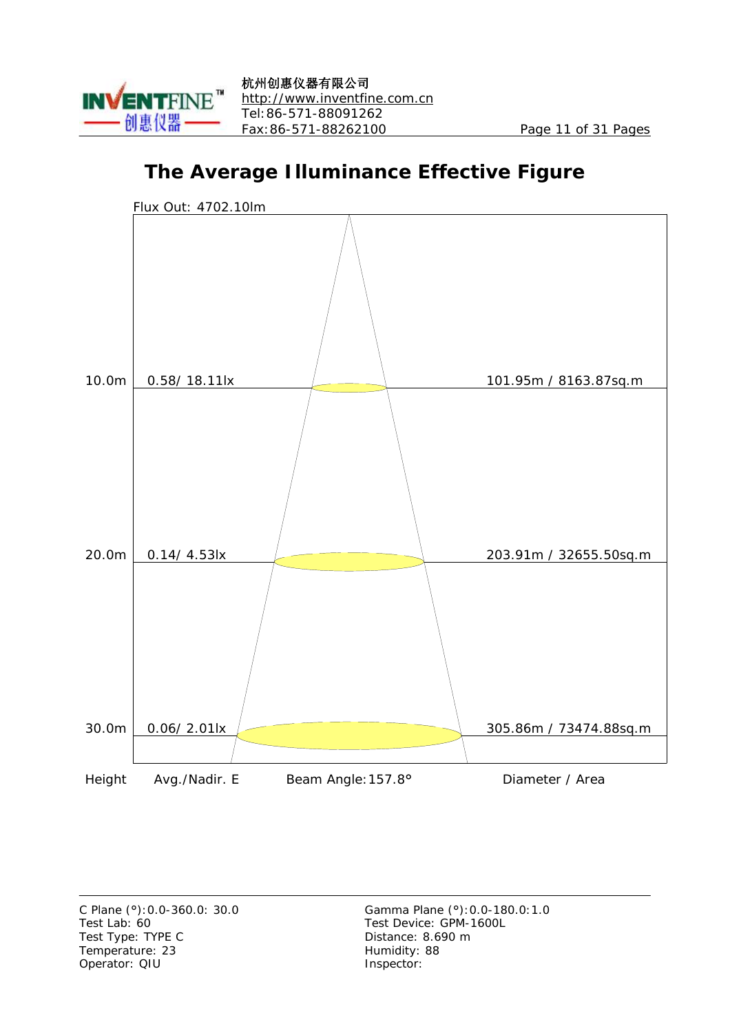# The Average Illuminance Effective Figure

Flux Out: 4702.10lm

| Height | Avg./Nadir. E | Diameter / Area |
|---|---|---|
| 10.0m | 0.58/ 18.11lx | 101.95m / 8163.87sq.m |
| 20.0m | 0.14/ 4.53lx | 203.91m / 32655.50sq.m |
| 30.0m | 0.06/ 2.01lx | 305.86m / 73474.88sq.m |

Beam Angle: 157.8°

C Plane (°): 0.0-360.0: 30.0
Test Lab: 60
Test Type: TYPE C
Temperature: 23
Operator: QIU

Gamma Plane (°): 0.0-180.0: 1.0
Test Device: GPM-1600L
Distance: 8.690 m
Humidity: 88
Inspector: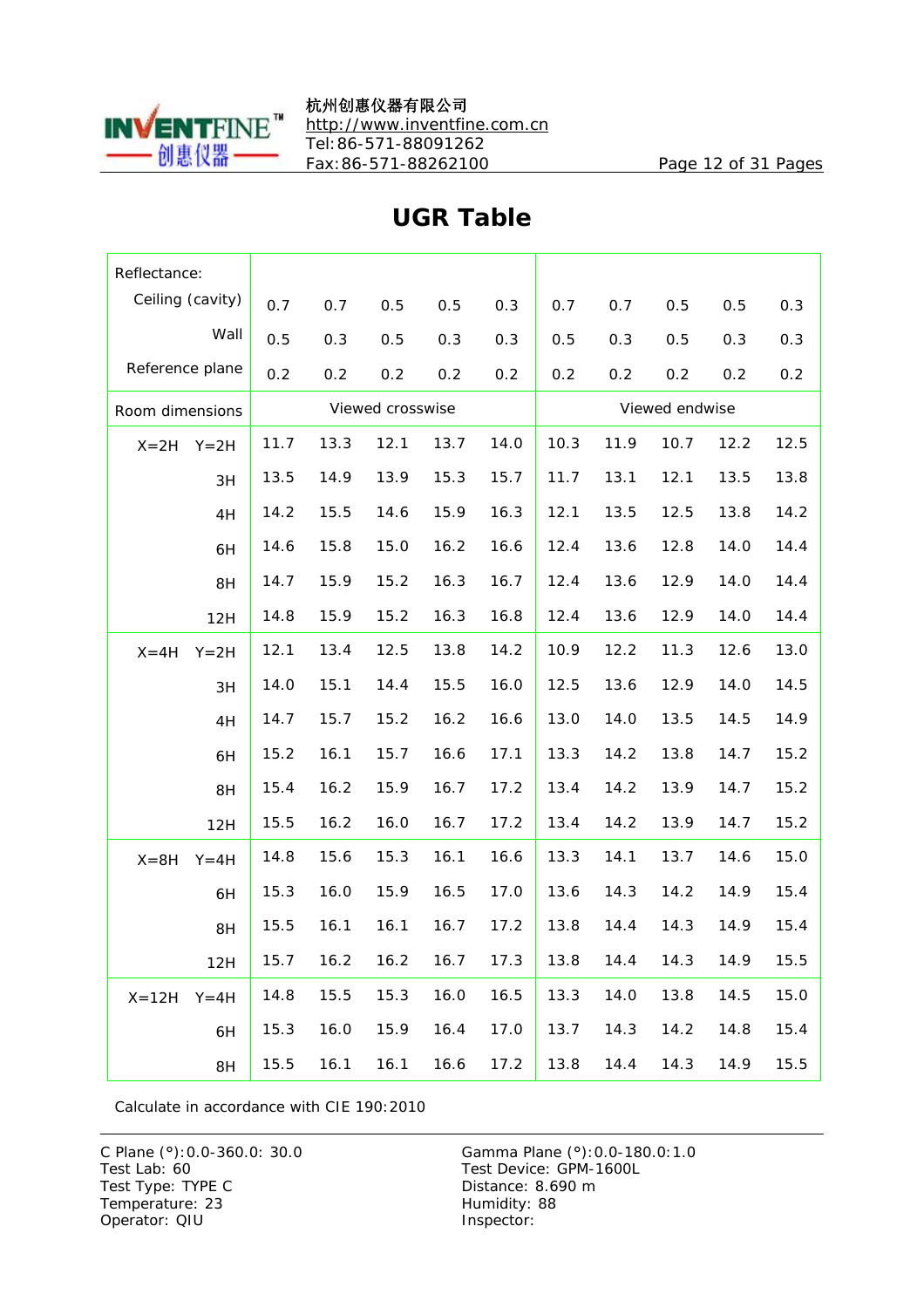# UGR Table

| Reflectance: | | | | | | | | | | |
|---|---|---|---|---|---|---|---|---|---|---|
| Ceiling (cavity) | 0.7 | 0.7 | 0.5 | 0.5 | 0.3 | 0.7 | 0.7 | 0.5 | 0.5 | 0.3 |
| Wall | 0.5 | 0.3 | 0.5 | 0.3 | 0.3 | 0.5 | 0.3 | 0.5 | 0.3 | 0.3 |
| Reference plane | 0.2 | 0.2 | 0.2 | 0.2 | 0.2 | 0.2 | 0.2 | 0.2 | 0.2 | 0.2 |
| Room dimensions | Viewed crosswise | | | | | Viewed endwise | | | | |
| X=2H Y=2H | 11.7 | 13.3 | 12.1 | 13.7 | 14.0 | 10.3 | 11.9 | 10.7 | 12.2 | 12.5 |
| 3H | 13.5 | 14.9 | 13.9 | 15.3 | 15.7 | 11.7 | 13.1 | 12.1 | 13.5 | 13.8 |
| 4H | 14.2 | 15.5 | 14.6 | 15.9 | 16.3 | 12.1 | 13.5 | 12.5 | 13.8 | 14.2 |
| 6H | 14.6 | 15.8 | 15.0 | 16.2 | 16.6 | 12.4 | 13.6 | 12.8 | 14.0 | 14.4 |
| 8H | 14.7 | 15.9 | 15.2 | 16.3 | 16.7 | 12.4 | 13.6 | 12.9 | 14.0 | 14.4 |
| 12H | 14.8 | 15.9 | 15.2 | 16.3 | 16.8 | 12.4 | 13.6 | 12.9 | 14.0 | 14.4 |
| X=4H Y=2H | 12.1 | 13.4 | 12.5 | 13.8 | 14.2 | 10.9 | 12.2 | 11.3 | 12.6 | 13.0 |
| 3H | 14.0 | 15.1 | 14.4 | 15.5 | 16.0 | 12.5 | 13.6 | 12.9 | 14.0 | 14.5 |
| 4H | 14.7 | 15.7 | 15.2 | 16.2 | 16.6 | 13.0 | 14.0 | 13.5 | 14.5 | 14.9 |
| 6H | 15.2 | 16.1 | 15.7 | 16.6 | 17.1 | 13.3 | 14.2 | 13.8 | 14.7 | 15.2 |
| 8H | 15.4 | 16.2 | 15.9 | 16.7 | 17.2 | 13.4 | 14.2 | 13.9 | 14.7 | 15.2 |
| 12H | 15.5 | 16.2 | 16.0 | 16.7 | 17.2 | 13.4 | 14.2 | 13.9 | 14.7 | 15.2 |
| X=8H Y=4H | 14.8 | 15.6 | 15.3 | 16.1 | 16.6 | 13.3 | 14.1 | 13.7 | 14.6 | 15.0 |
| 6H | 15.3 | 16.0 | 15.9 | 16.5 | 17.0 | 13.6 | 14.3 | 14.2 | 14.9 | 15.4 |
| 8H | 15.5 | 16.1 | 16.1 | 16.7 | 17.2 | 13.8 | 14.4 | 14.3 | 14.9 | 15.4 |
| 12H | 15.7 | 16.2 | 16.2 | 16.7 | 17.3 | 13.8 | 14.4 | 14.3 | 14.9 | 15.5 |
| X=12H Y=4H | 14.8 | 15.5 | 15.3 | 16.0 | 16.5 | 13.3 | 14.0 | 13.8 | 14.5 | 15.0 |
| 6H | 15.3 | 16.0 | 15.9 | 16.4 | 17.0 | 13.7 | 14.3 | 14.2 | 14.8 | 15.4 |
| 8H | 15.5 | 16.1 | 16.1 | 16.6 | 17.2 | 13.8 | 14.4 | 14.3 | 14.9 | 15.5 |

Calculate in accordance with CIE 190:2010

C Plane (°):0.0-360.0: 30.0
Test Lab: 60
Test Type: TYPE C
Temperature: 23
Operator: QIU

Gamma Plane (°):0.0-180.0:1.0
Test Device: GPM-1600L
Distance: 8.690 m
Humidity: 88
Inspector: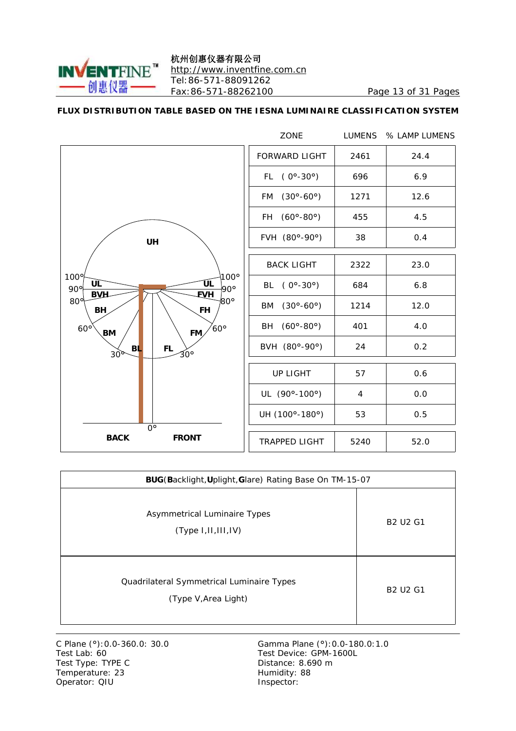**FLUX DISTRIBUTION TABLE BASED ON THE IESNA LUMINAIRE CLASSIFICATION SYSTEM**

| ZONE | LUMENS | % LAMP LUMENS |
|---|---|---|
| FORWARD LIGHT | 2461 | 24.4 |
| FL ( 0°-30°) | 696 | 6.9 |
| FM (30°-60°) | 1271 | 12.6 |
| FH (60°-80°) | 455 | 4.5 |
| FVH (80°-90°) | 38 | 0.4 |
| BACK LIGHT | 2322 | 23.0 |
| BL ( 0°-30°) | 684 | 6.8 |
| BM (30°-60°) | 1214 | 12.0 |
| BH (60°-80°) | 401 | 4.0 |
| BVH (80°-90°) | 24 | 0.2 |
| UP LIGHT | 57 | 0.6 |
| UL (90°-100°) | 4 | 0.0 |
| UH (100°-180°) | 53 | 0.5 |
| TRAPPED LIGHT | 5240 | 52.0 |

| **BUG**(**B**acklight,**U**plight,**G**lare) Rating Base On TM-15-07 | |
|---|---|
| Asymmetrical Luminaire Types (Type I,II,III,IV) | B2 U2 G1 |
| Quadrilateral Symmetrical Luminaire Types (Type V,Area Light) | B2 U2 G1 |

C Plane (°):0.0-360.0: 30.0
Test Lab: 60
Test Type: TYPE C
Temperature: 23
Operator: QIU

Gamma Plane (°):0.0-180.0:1.0
Test Device: GPM-1600L
Distance: 8.690 m
Humidity: 88
Inspector: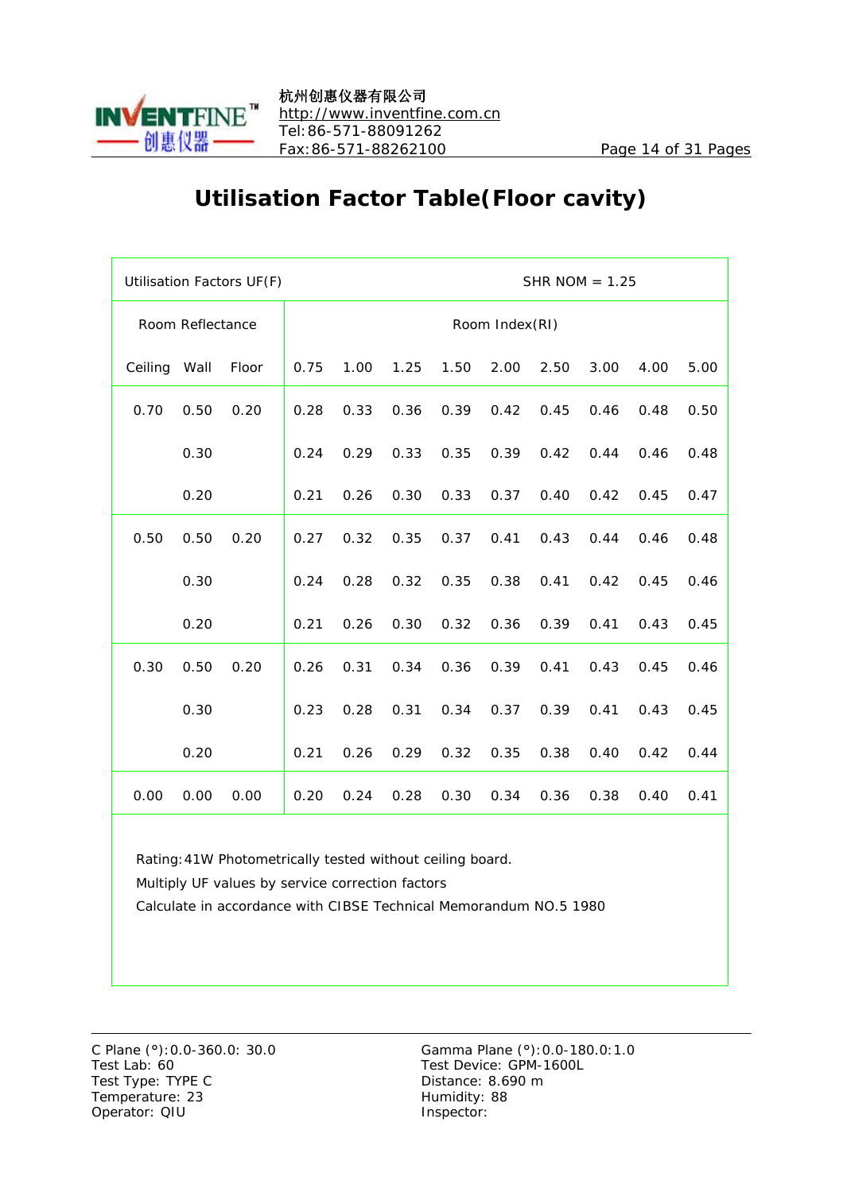# Utilisation Factor Table(Floor cavity)

| Utilisation Factors UF(F) | | | | | | SHR NOM = 1.25 | | | | | |
|---|---|---|---|---|---|---|---|---|---|---|---|
| Room Reflectance | | | Room Index(RI) | | | | | | | | |
| Ceiling | Wall | Floor | 0.75 | 1.00 | 1.25 | 1.50 | 2.00 | 2.50 | 3.00 | 4.00 | 5.00 |
| 0.70 | 0.50 | 0.20 | 0.28 | 0.33 | 0.36 | 0.39 | 0.42 | 0.45 | 0.46 | 0.48 | 0.50 |
| | 0.30 | | 0.24 | 0.29 | 0.33 | 0.35 | 0.39 | 0.42 | 0.44 | 0.46 | 0.48 |
| | 0.20 | | 0.21 | 0.26 | 0.30 | 0.33 | 0.37 | 0.40 | 0.42 | 0.45 | 0.47 |
| 0.50 | 0.50 | 0.20 | 0.27 | 0.32 | 0.35 | 0.37 | 0.41 | 0.43 | 0.44 | 0.46 | 0.48 |
| | 0.30 | | 0.24 | 0.28 | 0.32 | 0.35 | 0.38 | 0.41 | 0.42 | 0.45 | 0.46 |
| | 0.20 | | 0.21 | 0.26 | 0.30 | 0.32 | 0.36 | 0.39 | 0.41 | 0.43 | 0.45 |
| 0.30 | 0.50 | 0.20 | 0.26 | 0.31 | 0.34 | 0.36 | 0.39 | 0.41 | 0.43 | 0.45 | 0.46 |
| | 0.30 | | 0.23 | 0.28 | 0.31 | 0.34 | 0.37 | 0.39 | 0.41 | 0.43 | 0.45 |
| | 0.20 | | 0.21 | 0.26 | 0.29 | 0.32 | 0.35 | 0.38 | 0.40 | 0.42 | 0.44 |
| 0.00 | 0.00 | 0.00 | 0.20 | 0.24 | 0.28 | 0.30 | 0.34 | 0.36 | 0.38 | 0.40 | 0.41 |

Rating:41W Photometrically tested without ceiling board.

Multiply UF values by service correction factors

Calculate in accordance with CIBSE Technical Memorandum NO.5 1980

C Plane (°):0.0-360.0: 30.0
Test Lab: 60
Test Type: TYPE C
Temperature: 23
Operator: QIU

Gamma Plane (°):0.0-180.0:1.0
Test Device: GPM-1600L
Distance: 8.690 m
Humidity: 88
Inspector: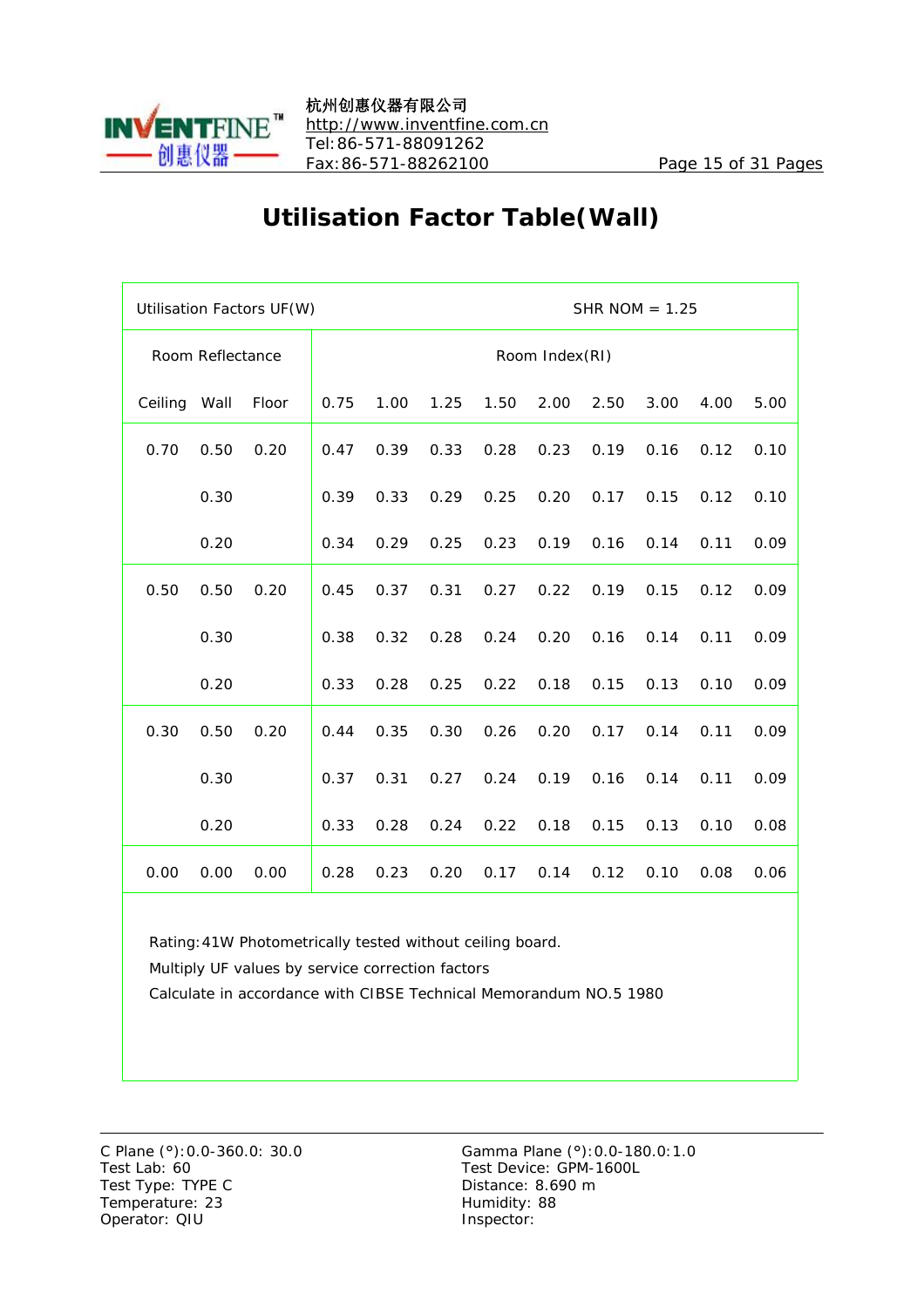# Utilisation Factor Table(Wall)

| Utilisation Factors UF(W) | | | SHR NOM = 1.25 | | | | | | | | |
|---|---|---|---|---|---|---|---|---|---|---|---|
| Room Reflectance | | | Room Index(RI) | | | | | | | | |
| Ceiling | Wall | Floor | 0.75 | 1.00 | 1.25 | 1.50 | 2.00 | 2.50 | 3.00 | 4.00 | 5.00 |
| 0.70 | 0.50 | 0.20 | 0.47 | 0.39 | 0.33 | 0.28 | 0.23 | 0.19 | 0.16 | 0.12 | 0.10 |
| | 0.30 | | 0.39 | 0.33 | 0.29 | 0.25 | 0.20 | 0.17 | 0.15 | 0.12 | 0.10 |
| | 0.20 | | 0.34 | 0.29 | 0.25 | 0.23 | 0.19 | 0.16 | 0.14 | 0.11 | 0.09 |
| 0.50 | 0.50 | 0.20 | 0.45 | 0.37 | 0.31 | 0.27 | 0.22 | 0.19 | 0.15 | 0.12 | 0.09 |
| | 0.30 | | 0.38 | 0.32 | 0.28 | 0.24 | 0.20 | 0.16 | 0.14 | 0.11 | 0.09 |
| | 0.20 | | 0.33 | 0.28 | 0.25 | 0.22 | 0.18 | 0.15 | 0.13 | 0.10 | 0.09 |
| 0.30 | 0.50 | 0.20 | 0.44 | 0.35 | 0.30 | 0.26 | 0.20 | 0.17 | 0.14 | 0.11 | 0.09 |
| | 0.30 | | 0.37 | 0.31 | 0.27 | 0.24 | 0.19 | 0.16 | 0.14 | 0.11 | 0.09 |
| | 0.20 | | 0.33 | 0.28 | 0.24 | 0.22 | 0.18 | 0.15 | 0.13 | 0.10 | 0.08 |
| 0.00 | 0.00 | 0.00 | 0.28 | 0.23 | 0.20 | 0.17 | 0.14 | 0.12 | 0.10 | 0.08 | 0.06 |

Rating:41W Photometrically tested without ceiling board.

Multiply UF values by service correction factors

Calculate in accordance with CIBSE Technical Memorandum NO.5 1980

C Plane (°):0.0-360.0: 30.0
Test Lab: 60
Test Type: TYPE C
Temperature: 23
Operator: QIU

Gamma Plane (°):0.0-180.0:1.0
Test Device: GPM-1600L
Distance: 8.690 m
Humidity: 88
Inspector: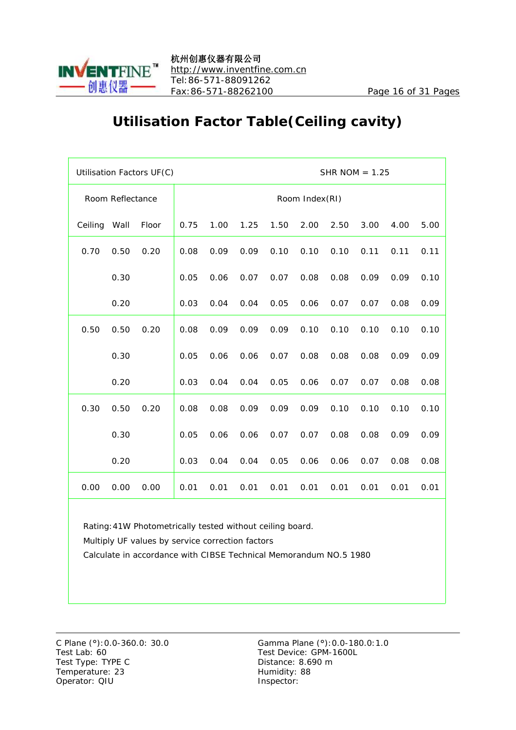# Utilisation Factor Table(Ceiling cavity)

| Utilisation Factors UF(C) | | | SHR NOM = 1.25 | | | | | | | | |
|---|---|---|---|---|---|---|---|---|---|---|---|
| Room Reflectance | | | Room Index(RI) | | | | | | | | |
| Ceiling | Wall | Floor | 0.75 | 1.00 | 1.25 | 1.50 | 2.00 | 2.50 | 3.00 | 4.00 | 5.00 |
| 0.70 | 0.50 | 0.20 | 0.08 | 0.09 | 0.09 | 0.10 | 0.10 | 0.10 | 0.11 | 0.11 | 0.11 |
| | 0.30 | | 0.05 | 0.06 | 0.07 | 0.07 | 0.08 | 0.08 | 0.09 | 0.09 | 0.10 |
| | 0.20 | | 0.03 | 0.04 | 0.04 | 0.05 | 0.06 | 0.07 | 0.07 | 0.08 | 0.09 |
| 0.50 | 0.50 | 0.20 | 0.08 | 0.09 | 0.09 | 0.09 | 0.10 | 0.10 | 0.10 | 0.10 | 0.10 |
| | 0.30 | | 0.05 | 0.06 | 0.06 | 0.07 | 0.08 | 0.08 | 0.08 | 0.09 | 0.09 |
| | 0.20 | | 0.03 | 0.04 | 0.04 | 0.05 | 0.06 | 0.07 | 0.07 | 0.08 | 0.08 |
| 0.30 | 0.50 | 0.20 | 0.08 | 0.08 | 0.09 | 0.09 | 0.09 | 0.10 | 0.10 | 0.10 | 0.10 |
| | 0.30 | | 0.05 | 0.06 | 0.06 | 0.07 | 0.07 | 0.08 | 0.08 | 0.09 | 0.09 |
| | 0.20 | | 0.03 | 0.04 | 0.04 | 0.05 | 0.06 | 0.06 | 0.07 | 0.08 | 0.08 |
| 0.00 | 0.00 | 0.00 | 0.01 | 0.01 | 0.01 | 0.01 | 0.01 | 0.01 | 0.01 | 0.01 | 0.01 |

Rating:41W Photometrically tested without ceiling board.

Multiply UF values by service correction factors

Calculate in accordance with CIBSE Technical Memorandum NO.5 1980

C Plane (°):0.0-360.0: 30.0
Test Lab: 60
Test Type: TYPE C
Temperature: 23
Operator: QIU

Gamma Plane (°):0.0-180.0:1.0
Test Device: GPM-1600L
Distance: 8.690 m
Humidity: 88
Inspector: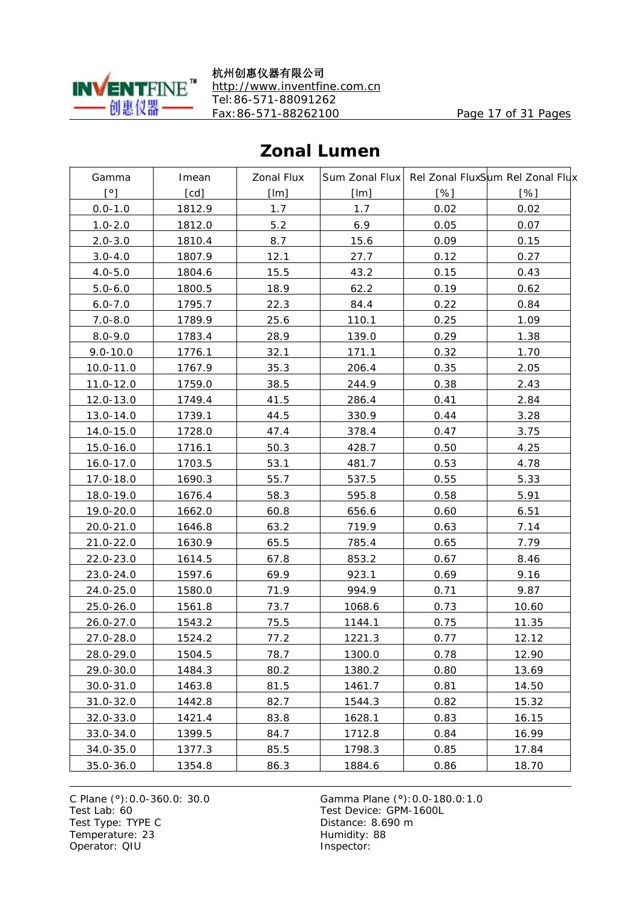# Zonal Lumen

| Gamma [°] | Imean [cd] | Zonal Flux [lm] | Sum Zonal Flux [lm] | Rel Zonal Flux [%] | Sum Rel Zonal Flux [%] |
|---|---|---|---|---|---|
| 0.0-1.0 | 1812.9 | 1.7 | 1.7 | 0.02 | 0.02 |
| 1.0-2.0 | 1812.0 | 5.2 | 6.9 | 0.05 | 0.07 |
| 2.0-3.0 | 1810.4 | 8.7 | 15.6 | 0.09 | 0.15 |
| 3.0-4.0 | 1807.9 | 12.1 | 27.7 | 0.12 | 0.27 |
| 4.0-5.0 | 1804.6 | 15.5 | 43.2 | 0.15 | 0.43 |
| 5.0-6.0 | 1800.5 | 18.9 | 62.2 | 0.19 | 0.62 |
| 6.0-7.0 | 1795.7 | 22.3 | 84.4 | 0.22 | 0.84 |
| 7.0-8.0 | 1789.9 | 25.6 | 110.1 | 0.25 | 1.09 |
| 8.0-9.0 | 1783.4 | 28.9 | 139.0 | 0.29 | 1.38 |
| 9.0-10.0 | 1776.1 | 32.1 | 171.1 | 0.32 | 1.70 |
| 10.0-11.0 | 1767.9 | 35.3 | 206.4 | 0.35 | 2.05 |
| 11.0-12.0 | 1759.0 | 38.5 | 244.9 | 0.38 | 2.43 |
| 12.0-13.0 | 1749.4 | 41.5 | 286.4 | 0.41 | 2.84 |
| 13.0-14.0 | 1739.1 | 44.5 | 330.9 | 0.44 | 3.28 |
| 14.0-15.0 | 1728.0 | 47.4 | 378.4 | 0.47 | 3.75 |
| 15.0-16.0 | 1716.1 | 50.3 | 428.7 | 0.50 | 4.25 |
| 16.0-17.0 | 1703.5 | 53.1 | 481.7 | 0.53 | 4.78 |
| 17.0-18.0 | 1690.3 | 55.7 | 537.5 | 0.55 | 5.33 |
| 18.0-19.0 | 1676.4 | 58.3 | 595.8 | 0.58 | 5.91 |
| 19.0-20.0 | 1662.0 | 60.8 | 656.6 | 0.60 | 6.51 |
| 20.0-21.0 | 1646.8 | 63.2 | 719.9 | 0.63 | 7.14 |
| 21.0-22.0 | 1630.9 | 65.5 | 785.4 | 0.65 | 7.79 |
| 22.0-23.0 | 1614.5 | 67.8 | 853.2 | 0.67 | 8.46 |
| 23.0-24.0 | 1597.6 | 69.9 | 923.1 | 0.69 | 9.16 |
| 24.0-25.0 | 1580.0 | 71.9 | 994.9 | 0.71 | 9.87 |
| 25.0-26.0 | 1561.8 | 73.7 | 1068.6 | 0.73 | 10.60 |
| 26.0-27.0 | 1543.2 | 75.5 | 1144.1 | 0.75 | 11.35 |
| 27.0-28.0 | 1524.2 | 77.2 | 1221.3 | 0.77 | 12.12 |
| 28.0-29.0 | 1504.5 | 78.7 | 1300.0 | 0.78 | 12.90 |
| 29.0-30.0 | 1484.3 | 80.2 | 1380.2 | 0.80 | 13.69 |
| 30.0-31.0 | 1463.8 | 81.5 | 1461.7 | 0.81 | 14.50 |
| 31.0-32.0 | 1442.8 | 82.7 | 1544.3 | 0.82 | 15.32 |
| 32.0-33.0 | 1421.4 | 83.8 | 1628.1 | 0.83 | 16.15 |
| 33.0-34.0 | 1399.5 | 84.7 | 1712.8 | 0.84 | 16.99 |
| 34.0-35.0 | 1377.3 | 85.5 | 1798.3 | 0.85 | 17.84 |
| 35.0-36.0 | 1354.8 | 86.3 | 1884.6 | 0.86 | 18.70 |

C Plane (°):0.0-360.0: 30.0
Test Lab: 60
Test Type: TYPE C
Temperature: 23
Operator: QIU

Gamma Plane (°):0.0-180.0:1.0
Test Device: GPM-1600L
Distance: 8.690 m
Humidity: 88
Inspector: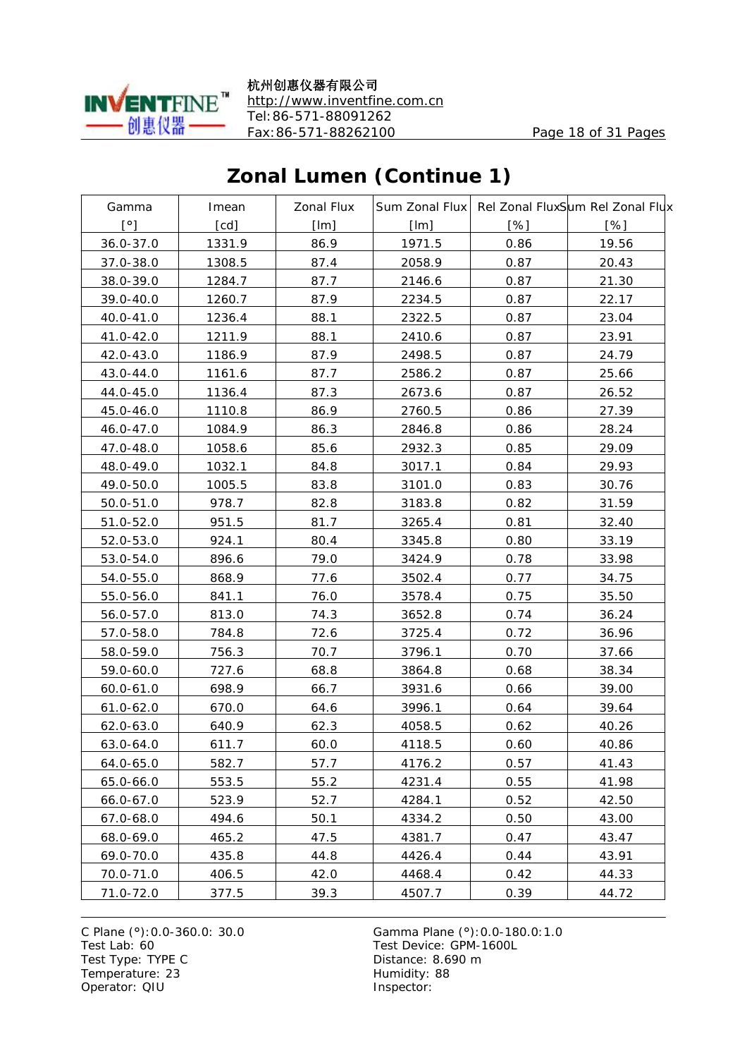## Zonal Lumen (Continue 1)

| Gamma [°] | Imean [cd] | Zonal Flux [lm] | Sum Zonal Flux [lm] | Rel Zonal Flux [%] | Sum Rel Zonal Flux [%] |
|---|---|---|---|---|---|
| 36.0-37.0 | 1331.9 | 86.9 | 1971.5 | 0.86 | 19.56 |
| 37.0-38.0 | 1308.5 | 87.4 | 2058.9 | 0.87 | 20.43 |
| 38.0-39.0 | 1284.7 | 87.7 | 2146.6 | 0.87 | 21.30 |
| 39.0-40.0 | 1260.7 | 87.9 | 2234.5 | 0.87 | 22.17 |
| 40.0-41.0 | 1236.4 | 88.1 | 2322.5 | 0.87 | 23.04 |
| 41.0-42.0 | 1211.9 | 88.1 | 2410.6 | 0.87 | 23.91 |
| 42.0-43.0 | 1186.9 | 87.9 | 2498.5 | 0.87 | 24.79 |
| 43.0-44.0 | 1161.6 | 87.7 | 2586.2 | 0.87 | 25.66 |
| 44.0-45.0 | 1136.4 | 87.3 | 2673.6 | 0.87 | 26.52 |
| 45.0-46.0 | 1110.8 | 86.9 | 2760.5 | 0.86 | 27.39 |
| 46.0-47.0 | 1084.9 | 86.3 | 2846.8 | 0.86 | 28.24 |
| 47.0-48.0 | 1058.6 | 85.6 | 2932.3 | 0.85 | 29.09 |
| 48.0-49.0 | 1032.1 | 84.8 | 3017.1 | 0.84 | 29.93 |
| 49.0-50.0 | 1005.5 | 83.8 | 3101.0 | 0.83 | 30.76 |
| 50.0-51.0 | 978.7 | 82.8 | 3183.8 | 0.82 | 31.59 |
| 51.0-52.0 | 951.5 | 81.7 | 3265.4 | 0.81 | 32.40 |
| 52.0-53.0 | 924.1 | 80.4 | 3345.8 | 0.80 | 33.19 |
| 53.0-54.0 | 896.6 | 79.0 | 3424.9 | 0.78 | 33.98 |
| 54.0-55.0 | 868.9 | 77.6 | 3502.4 | 0.77 | 34.75 |
| 55.0-56.0 | 841.1 | 76.0 | 3578.4 | 0.75 | 35.50 |
| 56.0-57.0 | 813.0 | 74.3 | 3652.8 | 0.74 | 36.24 |
| 57.0-58.0 | 784.8 | 72.6 | 3725.4 | 0.72 | 36.96 |
| 58.0-59.0 | 756.3 | 70.7 | 3796.1 | 0.70 | 37.66 |
| 59.0-60.0 | 727.6 | 68.8 | 3864.8 | 0.68 | 38.34 |
| 60.0-61.0 | 698.9 | 66.7 | 3931.6 | 0.66 | 39.00 |
| 61.0-62.0 | 670.0 | 64.6 | 3996.1 | 0.64 | 39.64 |
| 62.0-63.0 | 640.9 | 62.3 | 4058.5 | 0.62 | 40.26 |
| 63.0-64.0 | 611.7 | 60.0 | 4118.5 | 0.60 | 40.86 |
| 64.0-65.0 | 582.7 | 57.7 | 4176.2 | 0.57 | 41.43 |
| 65.0-66.0 | 553.5 | 55.2 | 4231.4 | 0.55 | 41.98 |
| 66.0-67.0 | 523.9 | 52.7 | 4284.1 | 0.52 | 42.50 |
| 67.0-68.0 | 494.6 | 50.1 | 4334.2 | 0.50 | 43.00 |
| 68.0-69.0 | 465.2 | 47.5 | 4381.7 | 0.47 | 43.47 |
| 69.0-70.0 | 435.8 | 44.8 | 4426.4 | 0.44 | 43.91 |
| 70.0-71.0 | 406.5 | 42.0 | 4468.4 | 0.42 | 44.33 |
| 71.0-72.0 | 377.5 | 39.3 | 4507.7 | 0.39 | 44.72 |

C Plane (°):0.0-360.0: 30.0
Test Lab: 60
Test Type: TYPE C
Temperature: 23
Operator: QIU

Gamma Plane (°):0.0-180.0:1.0
Test Device: GPM-1600L
Distance: 8.690 m
Humidity: 88
Inspector: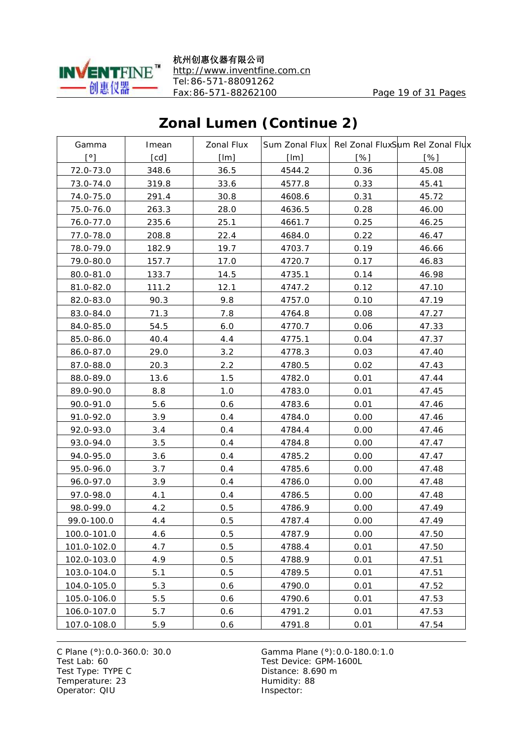# Zonal Lumen (Continue 2)

| Gamma [°] | Imean [cd] | Zonal Flux [lm] | Sum Zonal Flux [lm] | Rel Zonal Flux [%] | Sum Rel Zonal Flux [%] |
|---|---|---|---|---|---|
| 72.0-73.0 | 348.6 | 36.5 | 4544.2 | 0.36 | 45.08 |
| 73.0-74.0 | 319.8 | 33.6 | 4577.8 | 0.33 | 45.41 |
| 74.0-75.0 | 291.4 | 30.8 | 4608.6 | 0.31 | 45.72 |
| 75.0-76.0 | 263.3 | 28.0 | 4636.5 | 0.28 | 46.00 |
| 76.0-77.0 | 235.6 | 25.1 | 4661.7 | 0.25 | 46.25 |
| 77.0-78.0 | 208.8 | 22.4 | 4684.0 | 0.22 | 46.47 |
| 78.0-79.0 | 182.9 | 19.7 | 4703.7 | 0.19 | 46.66 |
| 79.0-80.0 | 157.7 | 17.0 | 4720.7 | 0.17 | 46.83 |
| 80.0-81.0 | 133.7 | 14.5 | 4735.1 | 0.14 | 46.98 |
| 81.0-82.0 | 111.2 | 12.1 | 4747.2 | 0.12 | 47.10 |
| 82.0-83.0 | 90.3 | 9.8 | 4757.0 | 0.10 | 47.19 |
| 83.0-84.0 | 71.3 | 7.8 | 4764.8 | 0.08 | 47.27 |
| 84.0-85.0 | 54.5 | 6.0 | 4770.7 | 0.06 | 47.33 |
| 85.0-86.0 | 40.4 | 4.4 | 4775.1 | 0.04 | 47.37 |
| 86.0-87.0 | 29.0 | 3.2 | 4778.3 | 0.03 | 47.40 |
| 87.0-88.0 | 20.3 | 2.2 | 4780.5 | 0.02 | 47.43 |
| 88.0-89.0 | 13.6 | 1.5 | 4782.0 | 0.01 | 47.44 |
| 89.0-90.0 | 8.8 | 1.0 | 4783.0 | 0.01 | 47.45 |
| 90.0-91.0 | 5.6 | 0.6 | 4783.6 | 0.01 | 47.46 |
| 91.0-92.0 | 3.9 | 0.4 | 4784.0 | 0.00 | 47.46 |
| 92.0-93.0 | 3.4 | 0.4 | 4784.4 | 0.00 | 47.46 |
| 93.0-94.0 | 3.5 | 0.4 | 4784.8 | 0.00 | 47.47 |
| 94.0-95.0 | 3.6 | 0.4 | 4785.2 | 0.00 | 47.47 |
| 95.0-96.0 | 3.7 | 0.4 | 4785.6 | 0.00 | 47.48 |
| 96.0-97.0 | 3.9 | 0.4 | 4786.0 | 0.00 | 47.48 |
| 97.0-98.0 | 4.1 | 0.4 | 4786.5 | 0.00 | 47.48 |
| 98.0-99.0 | 4.2 | 0.5 | 4786.9 | 0.00 | 47.49 |
| 99.0-100.0 | 4.4 | 0.5 | 4787.4 | 0.00 | 47.49 |
| 100.0-101.0 | 4.6 | 0.5 | 4787.9 | 0.00 | 47.50 |
| 101.0-102.0 | 4.7 | 0.5 | 4788.4 | 0.01 | 47.50 |
| 102.0-103.0 | 4.9 | 0.5 | 4788.9 | 0.01 | 47.51 |
| 103.0-104.0 | 5.1 | 0.5 | 4789.5 | 0.01 | 47.51 |
| 104.0-105.0 | 5.3 | 0.6 | 4790.0 | 0.01 | 47.52 |
| 105.0-106.0 | 5.5 | 0.6 | 4790.6 | 0.01 | 47.53 |
| 106.0-107.0 | 5.7 | 0.6 | 4791.2 | 0.01 | 47.53 |
| 107.0-108.0 | 5.9 | 0.6 | 4791.8 | 0.01 | 47.54 |

C Plane (°):0.0-360.0: 30.0
Test Lab: 60
Test Type: TYPE C
Temperature: 23
Operator: QIU

Gamma Plane (°):0.0-180.0:1.0
Test Device: GPM-1600L
Distance: 8.690 m
Humidity: 88
Inspector: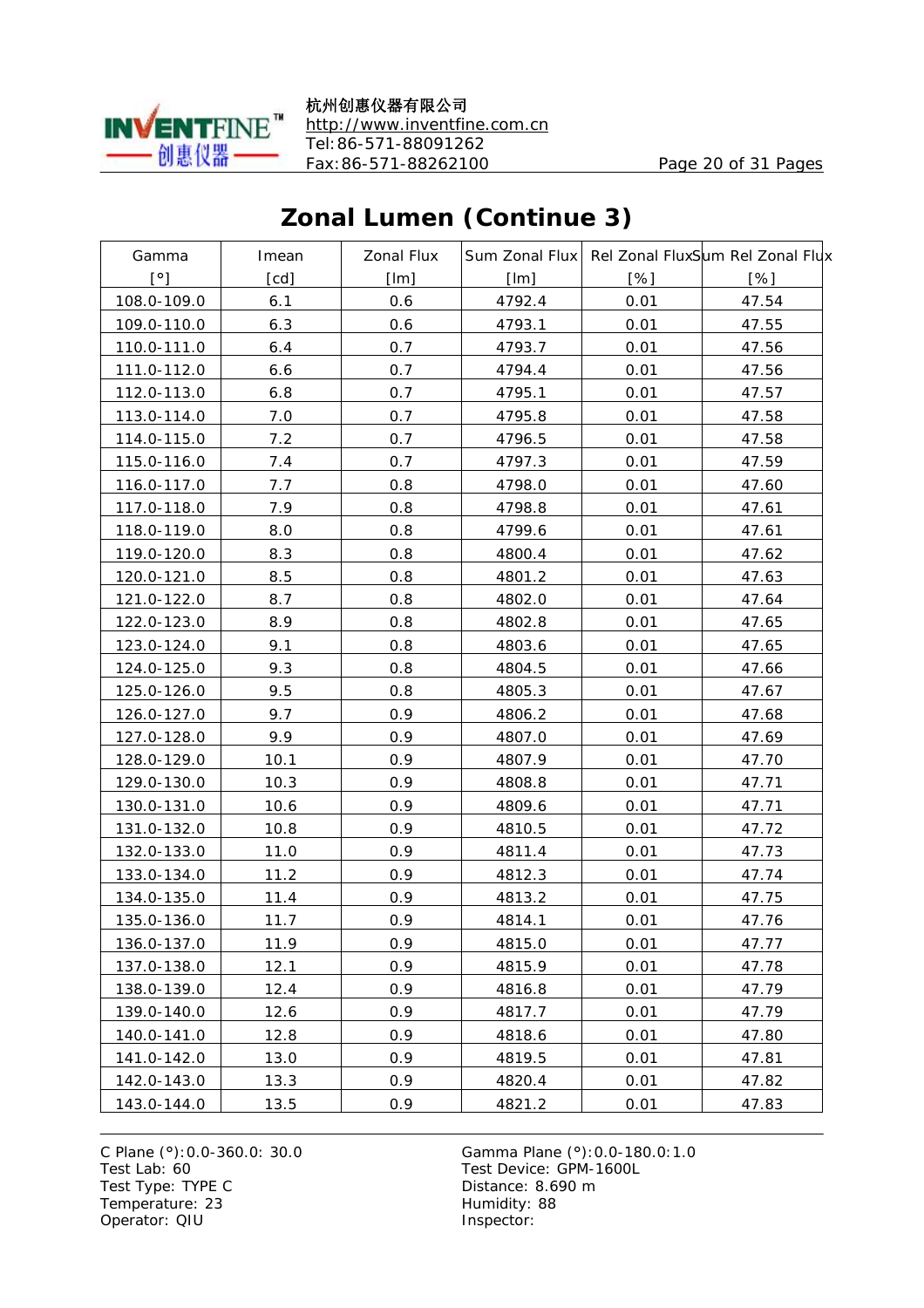# Zonal Lumen (Continue 3)

| Gamma [°] | Imean [cd] | Zonal Flux [lm] | Sum Zonal Flux [lm] | Rel Zonal Flux [%] | Sum Rel Zonal Flux [%] |
|---|---|---|---|---|---|
| 108.0-109.0 | 6.1 | 0.6 | 4792.4 | 0.01 | 47.54 |
| 109.0-110.0 | 6.3 | 0.6 | 4793.1 | 0.01 | 47.55 |
| 110.0-111.0 | 6.4 | 0.7 | 4793.7 | 0.01 | 47.56 |
| 111.0-112.0 | 6.6 | 0.7 | 4794.4 | 0.01 | 47.56 |
| 112.0-113.0 | 6.8 | 0.7 | 4795.1 | 0.01 | 47.57 |
| 113.0-114.0 | 7.0 | 0.7 | 4795.8 | 0.01 | 47.58 |
| 114.0-115.0 | 7.2 | 0.7 | 4796.5 | 0.01 | 47.58 |
| 115.0-116.0 | 7.4 | 0.7 | 4797.3 | 0.01 | 47.59 |
| 116.0-117.0 | 7.7 | 0.8 | 4798.0 | 0.01 | 47.60 |
| 117.0-118.0 | 7.9 | 0.8 | 4798.8 | 0.01 | 47.61 |
| 118.0-119.0 | 8.0 | 0.8 | 4799.6 | 0.01 | 47.61 |
| 119.0-120.0 | 8.3 | 0.8 | 4800.4 | 0.01 | 47.62 |
| 120.0-121.0 | 8.5 | 0.8 | 4801.2 | 0.01 | 47.63 |
| 121.0-122.0 | 8.7 | 0.8 | 4802.0 | 0.01 | 47.64 |
| 122.0-123.0 | 8.9 | 0.8 | 4802.8 | 0.01 | 47.65 |
| 123.0-124.0 | 9.1 | 0.8 | 4803.6 | 0.01 | 47.65 |
| 124.0-125.0 | 9.3 | 0.8 | 4804.5 | 0.01 | 47.66 |
| 125.0-126.0 | 9.5 | 0.8 | 4805.3 | 0.01 | 47.67 |
| 126.0-127.0 | 9.7 | 0.9 | 4806.2 | 0.01 | 47.68 |
| 127.0-128.0 | 9.9 | 0.9 | 4807.0 | 0.01 | 47.69 |
| 128.0-129.0 | 10.1 | 0.9 | 4807.9 | 0.01 | 47.70 |
| 129.0-130.0 | 10.3 | 0.9 | 4808.8 | 0.01 | 47.71 |
| 130.0-131.0 | 10.6 | 0.9 | 4809.6 | 0.01 | 47.71 |
| 131.0-132.0 | 10.8 | 0.9 | 4810.5 | 0.01 | 47.72 |
| 132.0-133.0 | 11.0 | 0.9 | 4811.4 | 0.01 | 47.73 |
| 133.0-134.0 | 11.2 | 0.9 | 4812.3 | 0.01 | 47.74 |
| 134.0-135.0 | 11.4 | 0.9 | 4813.2 | 0.01 | 47.75 |
| 135.0-136.0 | 11.7 | 0.9 | 4814.1 | 0.01 | 47.76 |
| 136.0-137.0 | 11.9 | 0.9 | 4815.0 | 0.01 | 47.77 |
| 137.0-138.0 | 12.1 | 0.9 | 4815.9 | 0.01 | 47.78 |
| 138.0-139.0 | 12.4 | 0.9 | 4816.8 | 0.01 | 47.79 |
| 139.0-140.0 | 12.6 | 0.9 | 4817.7 | 0.01 | 47.79 |
| 140.0-141.0 | 12.8 | 0.9 | 4818.6 | 0.01 | 47.80 |
| 141.0-142.0 | 13.0 | 0.9 | 4819.5 | 0.01 | 47.81 |
| 142.0-143.0 | 13.3 | 0.9 | 4820.4 | 0.01 | 47.82 |
| 143.0-144.0 | 13.5 | 0.9 | 4821.2 | 0.01 | 47.83 |

C Plane (°):0.0-360.0: 30.0
Test Lab: 60
Test Type: TYPE C
Temperature: 23
Operator: QIU

Gamma Plane (°):0.0-180.0:1.0
Test Device: GPM-1600L
Distance: 8.690 m
Humidity: 88
Inspector: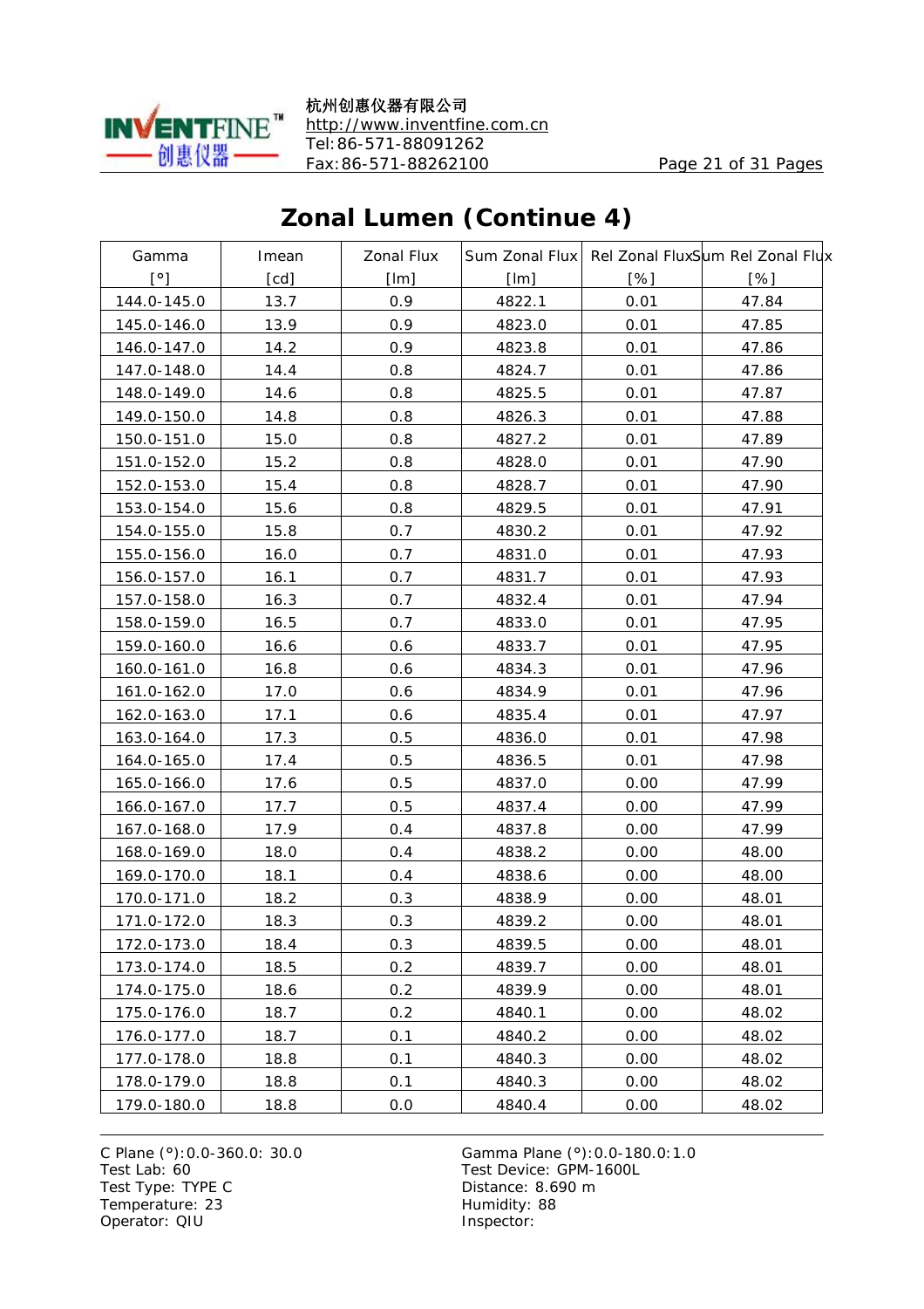# Zonal Lumen (Continue 4)

| Gamma [°] | Imean [cd] | Zonal Flux [lm] | Sum Zonal Flux [lm] | Rel Zonal Flux [%] | Sum Rel Zonal Flux [%] |
|---|---|---|---|---|---|
| 144.0-145.0 | 13.7 | 0.9 | 4822.1 | 0.01 | 47.84 |
| 145.0-146.0 | 13.9 | 0.9 | 4823.0 | 0.01 | 47.85 |
| 146.0-147.0 | 14.2 | 0.9 | 4823.8 | 0.01 | 47.86 |
| 147.0-148.0 | 14.4 | 0.8 | 4824.7 | 0.01 | 47.86 |
| 148.0-149.0 | 14.6 | 0.8 | 4825.5 | 0.01 | 47.87 |
| 149.0-150.0 | 14.8 | 0.8 | 4826.3 | 0.01 | 47.88 |
| 150.0-151.0 | 15.0 | 0.8 | 4827.2 | 0.01 | 47.89 |
| 151.0-152.0 | 15.2 | 0.8 | 4828.0 | 0.01 | 47.90 |
| 152.0-153.0 | 15.4 | 0.8 | 4828.7 | 0.01 | 47.90 |
| 153.0-154.0 | 15.6 | 0.8 | 4829.5 | 0.01 | 47.91 |
| 154.0-155.0 | 15.8 | 0.7 | 4830.2 | 0.01 | 47.92 |
| 155.0-156.0 | 16.0 | 0.7 | 4831.0 | 0.01 | 47.93 |
| 156.0-157.0 | 16.1 | 0.7 | 4831.7 | 0.01 | 47.93 |
| 157.0-158.0 | 16.3 | 0.7 | 4832.4 | 0.01 | 47.94 |
| 158.0-159.0 | 16.5 | 0.7 | 4833.0 | 0.01 | 47.95 |
| 159.0-160.0 | 16.6 | 0.6 | 4833.7 | 0.01 | 47.95 |
| 160.0-161.0 | 16.8 | 0.6 | 4834.3 | 0.01 | 47.96 |
| 161.0-162.0 | 17.0 | 0.6 | 4834.9 | 0.01 | 47.96 |
| 162.0-163.0 | 17.1 | 0.6 | 4835.4 | 0.01 | 47.97 |
| 163.0-164.0 | 17.3 | 0.5 | 4836.0 | 0.01 | 47.98 |
| 164.0-165.0 | 17.4 | 0.5 | 4836.5 | 0.01 | 47.98 |
| 165.0-166.0 | 17.6 | 0.5 | 4837.0 | 0.00 | 47.99 |
| 166.0-167.0 | 17.7 | 0.5 | 4837.4 | 0.00 | 47.99 |
| 167.0-168.0 | 17.9 | 0.4 | 4837.8 | 0.00 | 47.99 |
| 168.0-169.0 | 18.0 | 0.4 | 4838.2 | 0.00 | 48.00 |
| 169.0-170.0 | 18.1 | 0.4 | 4838.6 | 0.00 | 48.00 |
| 170.0-171.0 | 18.2 | 0.3 | 4838.9 | 0.00 | 48.01 |
| 171.0-172.0 | 18.3 | 0.3 | 4839.2 | 0.00 | 48.01 |
| 172.0-173.0 | 18.4 | 0.3 | 4839.5 | 0.00 | 48.01 |
| 173.0-174.0 | 18.5 | 0.2 | 4839.7 | 0.00 | 48.01 |
| 174.0-175.0 | 18.6 | 0.2 | 4839.9 | 0.00 | 48.01 |
| 175.0-176.0 | 18.7 | 0.2 | 4840.1 | 0.00 | 48.02 |
| 176.0-177.0 | 18.7 | 0.1 | 4840.2 | 0.00 | 48.02 |
| 177.0-178.0 | 18.8 | 0.1 | 4840.3 | 0.00 | 48.02 |
| 178.0-179.0 | 18.8 | 0.1 | 4840.3 | 0.00 | 48.02 |
| 179.0-180.0 | 18.8 | 0.0 | 4840.4 | 0.00 | 48.02 |

C Plane (°):0.0-360.0: 30.0
Test Lab: 60
Test Type: TYPE C
Temperature: 23
Operator: QIU

Gamma Plane (°):0.0-180.0:1.0
Test Device: GPM-1600L
Distance: 8.690 m
Humidity: 88
Inspector: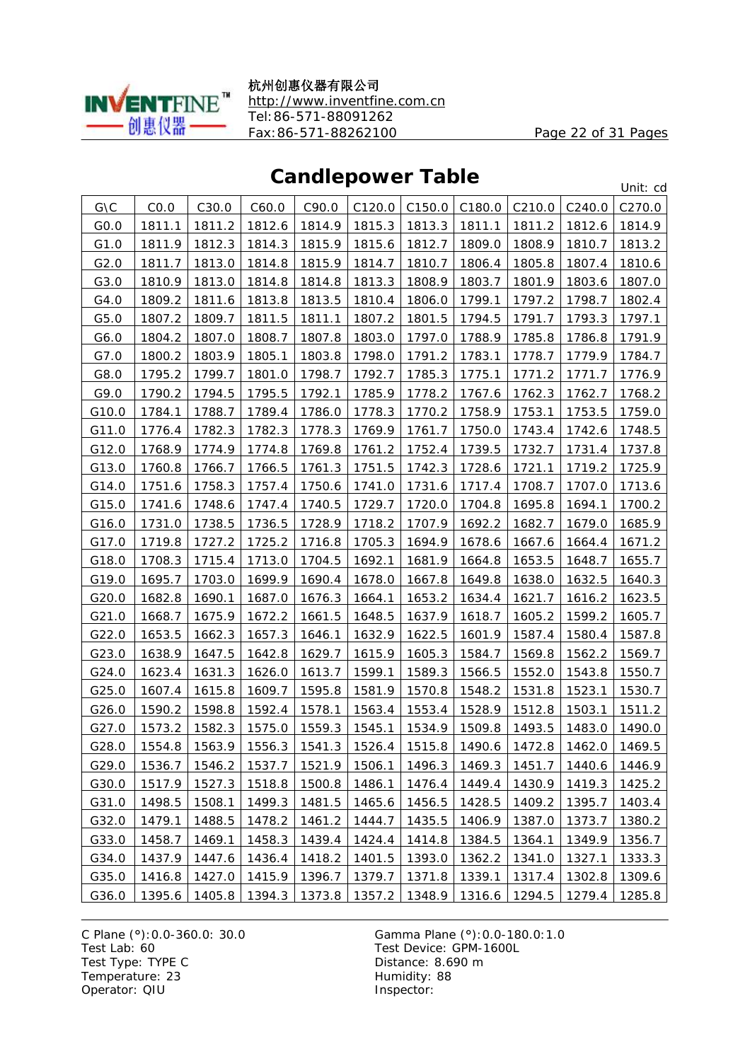# Candlepower Table

Unit: cd

| G\C | C0.0 | C30.0 | C60.0 | C90.0 | C120.0 | C150.0 | C180.0 | C210.0 | C240.0 | C270.0 |
|---|---|---|---|---|---|---|---|---|---|---|
| G0.0 | 1811.1 | 1811.2 | 1812.6 | 1814.9 | 1815.3 | 1813.3 | 1811.1 | 1811.2 | 1812.6 | 1814.9 |
| G1.0 | 1811.9 | 1812.3 | 1814.3 | 1815.9 | 1815.6 | 1812.7 | 1809.0 | 1808.9 | 1810.7 | 1813.2 |
| G2.0 | 1811.7 | 1813.0 | 1814.8 | 1815.9 | 1814.7 | 1810.7 | 1806.4 | 1805.8 | 1807.4 | 1810.6 |
| G3.0 | 1810.9 | 1813.0 | 1814.8 | 1814.8 | 1813.3 | 1808.9 | 1803.7 | 1801.9 | 1803.6 | 1807.0 |
| G4.0 | 1809.2 | 1811.6 | 1813.8 | 1813.5 | 1810.4 | 1806.0 | 1799.1 | 1797.2 | 1798.7 | 1802.4 |
| G5.0 | 1807.2 | 1809.7 | 1811.5 | 1811.1 | 1807.2 | 1801.5 | 1794.5 | 1791.7 | 1793.3 | 1797.1 |
| G6.0 | 1804.2 | 1807.0 | 1808.7 | 1807.8 | 1803.0 | 1797.0 | 1788.9 | 1785.8 | 1786.8 | 1791.9 |
| G7.0 | 1800.2 | 1803.9 | 1805.1 | 1803.8 | 1798.0 | 1791.2 | 1783.1 | 1778.7 | 1779.9 | 1784.7 |
| G8.0 | 1795.2 | 1799.7 | 1801.0 | 1798.7 | 1792.7 | 1785.3 | 1775.1 | 1771.2 | 1771.7 | 1776.9 |
| G9.0 | 1790.2 | 1794.5 | 1795.5 | 1792.1 | 1785.9 | 1778.2 | 1767.6 | 1762.3 | 1762.7 | 1768.2 |
| G10.0 | 1784.1 | 1788.7 | 1789.4 | 1786.0 | 1778.3 | 1770.2 | 1758.9 | 1753.1 | 1753.5 | 1759.0 |
| G11.0 | 1776.4 | 1782.3 | 1782.3 | 1778.3 | 1769.9 | 1761.7 | 1750.0 | 1743.4 | 1742.6 | 1748.5 |
| G12.0 | 1768.9 | 1774.9 | 1774.8 | 1769.8 | 1761.2 | 1752.4 | 1739.5 | 1732.7 | 1731.4 | 1737.8 |
| G13.0 | 1760.8 | 1766.7 | 1766.5 | 1761.3 | 1751.5 | 1742.3 | 1728.6 | 1721.1 | 1719.2 | 1725.9 |
| G14.0 | 1751.6 | 1758.3 | 1757.4 | 1750.6 | 1741.0 | 1731.6 | 1717.4 | 1708.7 | 1707.0 | 1713.6 |
| G15.0 | 1741.6 | 1748.6 | 1747.4 | 1740.5 | 1729.7 | 1720.0 | 1704.8 | 1695.8 | 1694.1 | 1700.2 |
| G16.0 | 1731.0 | 1738.5 | 1736.5 | 1728.9 | 1718.2 | 1707.9 | 1692.2 | 1682.7 | 1679.0 | 1685.9 |
| G17.0 | 1719.8 | 1727.2 | 1725.2 | 1716.8 | 1705.3 | 1694.9 | 1678.6 | 1667.6 | 1664.4 | 1671.2 |
| G18.0 | 1708.3 | 1715.4 | 1713.0 | 1704.5 | 1692.1 | 1681.9 | 1664.8 | 1653.5 | 1648.7 | 1655.7 |
| G19.0 | 1695.7 | 1703.0 | 1699.9 | 1690.4 | 1678.0 | 1667.8 | 1649.8 | 1638.0 | 1632.5 | 1640.3 |
| G20.0 | 1682.8 | 1690.1 | 1687.0 | 1676.3 | 1664.1 | 1653.2 | 1634.4 | 1621.7 | 1616.2 | 1623.5 |
| G21.0 | 1668.7 | 1675.9 | 1672.2 | 1661.5 | 1648.5 | 1637.9 | 1618.7 | 1605.2 | 1599.2 | 1605.7 |
| G22.0 | 1653.5 | 1662.3 | 1657.3 | 1646.1 | 1632.9 | 1622.5 | 1601.9 | 1587.4 | 1580.4 | 1587.8 |
| G23.0 | 1638.9 | 1647.5 | 1642.8 | 1629.7 | 1615.9 | 1605.3 | 1584.7 | 1569.8 | 1562.2 | 1569.7 |
| G24.0 | 1623.4 | 1631.3 | 1626.0 | 1613.7 | 1599.1 | 1589.3 | 1566.5 | 1552.0 | 1543.8 | 1550.7 |
| G25.0 | 1607.4 | 1615.8 | 1609.7 | 1595.8 | 1581.9 | 1570.8 | 1548.2 | 1531.8 | 1523.1 | 1530.7 |
| G26.0 | 1590.2 | 1598.8 | 1592.4 | 1578.1 | 1563.4 | 1553.4 | 1528.9 | 1512.8 | 1503.1 | 1511.2 |
| G27.0 | 1573.2 | 1582.3 | 1575.0 | 1559.3 | 1545.1 | 1534.9 | 1509.8 | 1493.5 | 1483.0 | 1490.0 |
| G28.0 | 1554.8 | 1563.9 | 1556.3 | 1541.3 | 1526.4 | 1515.8 | 1490.6 | 1472.8 | 1462.0 | 1469.5 |
| G29.0 | 1536.7 | 1546.2 | 1537.7 | 1521.9 | 1506.1 | 1496.3 | 1469.3 | 1451.7 | 1440.6 | 1446.9 |
| G30.0 | 1517.9 | 1527.3 | 1518.8 | 1500.8 | 1486.1 | 1476.4 | 1449.4 | 1430.9 | 1419.3 | 1425.2 |
| G31.0 | 1498.5 | 1508.1 | 1499.3 | 1481.5 | 1465.6 | 1456.5 | 1428.5 | 1409.2 | 1395.7 | 1403.4 |
| G32.0 | 1479.1 | 1488.5 | 1478.2 | 1461.2 | 1444.7 | 1435.5 | 1406.9 | 1387.0 | 1373.7 | 1380.2 |
| G33.0 | 1458.7 | 1469.1 | 1458.3 | 1439.4 | 1424.4 | 1414.8 | 1384.5 | 1364.1 | 1349.9 | 1356.7 |
| G34.0 | 1437.9 | 1447.6 | 1436.4 | 1418.2 | 1401.5 | 1393.0 | 1362.2 | 1341.0 | 1327.1 | 1333.3 |
| G35.0 | 1416.8 | 1427.0 | 1415.9 | 1396.7 | 1379.7 | 1371.8 | 1339.1 | 1317.4 | 1302.8 | 1309.6 |
| G36.0 | 1395.6 | 1405.8 | 1394.3 | 1373.8 | 1357.2 | 1348.9 | 1316.6 | 1294.5 | 1279.4 | 1285.8 |

C Plane (°):0.0-360.0: 30.0
Test Lab: 60
Test Type: TYPE C
Temperature: 23
Operator: QIU

Gamma Plane (°):0.0-180.0:1.0
Test Device: GPM-1600L
Distance: 8.690 m
Humidity: 88
Inspector: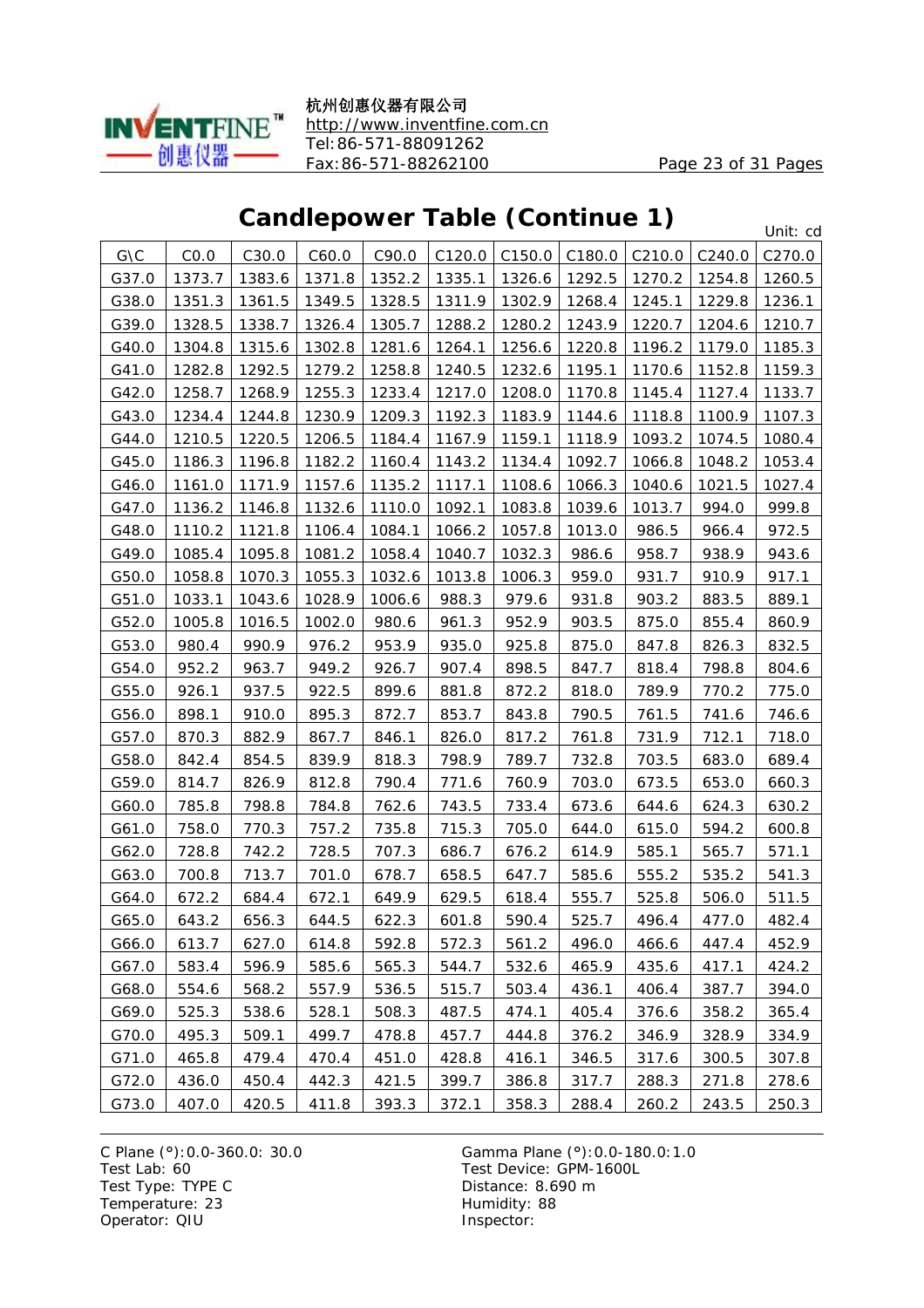## Candlepower Table (Continue 1)

Unit: cd

| G\C | C0.0 | C30.0 | C60.0 | C90.0 | C120.0 | C150.0 | C180.0 | C210.0 | C240.0 | C270.0 |
|---|---|---|---|---|---|---|---|---|---|---|
| G37.0 | 1373.7 | 1383.6 | 1371.8 | 1352.2 | 1335.1 | 1326.6 | 1292.5 | 1270.2 | 1254.8 | 1260.5 |
| G38.0 | 1351.3 | 1361.5 | 1349.5 | 1328.5 | 1311.9 | 1302.9 | 1268.4 | 1245.1 | 1229.8 | 1236.1 |
| G39.0 | 1328.5 | 1338.7 | 1326.4 | 1305.7 | 1288.2 | 1280.2 | 1243.9 | 1220.7 | 1204.6 | 1210.7 |
| G40.0 | 1304.8 | 1315.6 | 1302.8 | 1281.6 | 1264.1 | 1256.6 | 1220.8 | 1196.2 | 1179.0 | 1185.3 |
| G41.0 | 1282.8 | 1292.5 | 1279.2 | 1258.8 | 1240.5 | 1232.6 | 1195.1 | 1170.6 | 1152.8 | 1159.3 |
| G42.0 | 1258.7 | 1268.9 | 1255.3 | 1233.4 | 1217.0 | 1208.0 | 1170.8 | 1145.4 | 1127.4 | 1133.7 |
| G43.0 | 1234.4 | 1244.8 | 1230.9 | 1209.3 | 1192.3 | 1183.9 | 1144.6 | 1118.8 | 1100.9 | 1107.3 |
| G44.0 | 1210.5 | 1220.5 | 1206.5 | 1184.4 | 1167.9 | 1159.1 | 1118.9 | 1093.2 | 1074.5 | 1080.4 |
| G45.0 | 1186.3 | 1196.8 | 1182.2 | 1160.4 | 1143.2 | 1134.4 | 1092.7 | 1066.8 | 1048.2 | 1053.4 |
| G46.0 | 1161.0 | 1171.9 | 1157.6 | 1135.2 | 1117.1 | 1108.6 | 1066.3 | 1040.6 | 1021.5 | 1027.4 |
| G47.0 | 1136.2 | 1146.8 | 1132.6 | 1110.0 | 1092.1 | 1083.8 | 1039.6 | 1013.7 | 994.0 | 999.8 |
| G48.0 | 1110.2 | 1121.8 | 1106.4 | 1084.1 | 1066.2 | 1057.8 | 1013.0 | 986.5 | 966.4 | 972.5 |
| G49.0 | 1085.4 | 1095.8 | 1081.2 | 1058.4 | 1040.7 | 1032.3 | 986.6 | 958.7 | 938.9 | 943.6 |
| G50.0 | 1058.8 | 1070.3 | 1055.3 | 1032.6 | 1013.8 | 1006.3 | 959.0 | 931.7 | 910.9 | 917.1 |
| G51.0 | 1033.1 | 1043.6 | 1028.9 | 1006.6 | 988.3 | 979.6 | 931.8 | 903.2 | 883.5 | 889.1 |
| G52.0 | 1005.8 | 1016.5 | 1002.0 | 980.6 | 961.3 | 952.9 | 903.5 | 875.0 | 855.4 | 860.9 |
| G53.0 | 980.4 | 990.9 | 976.2 | 953.9 | 935.0 | 925.8 | 875.0 | 847.8 | 826.3 | 832.5 |
| G54.0 | 952.2 | 963.7 | 949.2 | 926.7 | 907.4 | 898.5 | 847.7 | 818.4 | 798.8 | 804.6 |
| G55.0 | 926.1 | 937.5 | 922.5 | 899.6 | 881.8 | 872.2 | 818.0 | 789.9 | 770.2 | 775.0 |
| G56.0 | 898.1 | 910.0 | 895.3 | 872.7 | 853.7 | 843.8 | 790.5 | 761.5 | 741.6 | 746.6 |
| G57.0 | 870.3 | 882.9 | 867.7 | 846.1 | 826.0 | 817.2 | 761.8 | 731.9 | 712.1 | 718.0 |
| G58.0 | 842.4 | 854.5 | 839.9 | 818.3 | 798.9 | 789.7 | 732.8 | 703.5 | 683.0 | 689.4 |
| G59.0 | 814.7 | 826.9 | 812.8 | 790.4 | 771.6 | 760.9 | 703.0 | 673.5 | 653.0 | 660.3 |
| G60.0 | 785.8 | 798.8 | 784.8 | 762.6 | 743.5 | 733.4 | 673.6 | 644.6 | 624.3 | 630.2 |
| G61.0 | 758.0 | 770.3 | 757.2 | 735.8 | 715.3 | 705.0 | 644.0 | 615.0 | 594.2 | 600.8 |
| G62.0 | 728.8 | 742.2 | 728.5 | 707.3 | 686.7 | 676.2 | 614.9 | 585.1 | 565.7 | 571.1 |
| G63.0 | 700.8 | 713.7 | 701.0 | 678.7 | 658.5 | 647.7 | 585.6 | 555.2 | 535.2 | 541.3 |
| G64.0 | 672.2 | 684.4 | 672.1 | 649.9 | 629.5 | 618.4 | 555.7 | 525.8 | 506.0 | 511.5 |
| G65.0 | 643.2 | 656.3 | 644.5 | 622.3 | 601.8 | 590.4 | 525.7 | 496.4 | 477.0 | 482.4 |
| G66.0 | 613.7 | 627.0 | 614.8 | 592.8 | 572.3 | 561.2 | 496.0 | 466.6 | 447.4 | 452.9 |
| G67.0 | 583.4 | 596.9 | 585.6 | 565.3 | 544.7 | 532.6 | 465.9 | 435.6 | 417.1 | 424.2 |
| G68.0 | 554.6 | 568.2 | 557.9 | 536.5 | 515.7 | 503.4 | 436.1 | 406.4 | 387.7 | 394.0 |
| G69.0 | 525.3 | 538.6 | 528.1 | 508.3 | 487.5 | 474.1 | 405.4 | 376.6 | 358.2 | 365.4 |
| G70.0 | 495.3 | 509.1 | 499.7 | 478.8 | 457.7 | 444.8 | 376.2 | 346.9 | 328.9 | 334.9 |
| G71.0 | 465.8 | 479.4 | 470.4 | 451.0 | 428.8 | 416.1 | 346.5 | 317.6 | 300.5 | 307.8 |
| G72.0 | 436.0 | 450.4 | 442.3 | 421.5 | 399.7 | 386.8 | 317.7 | 288.3 | 271.8 | 278.6 |
| G73.0 | 407.0 | 420.5 | 411.8 | 393.3 | 372.1 | 358.3 | 288.4 | 260.2 | 243.5 | 250.3 |

C Plane (°):0.0-360.0: 30.0
Test Lab: 60
Test Type: TYPE C
Temperature: 23
Operator: QIU

Gamma Plane (°):0.0-180.0:1.0
Test Device: GPM-1600L
Distance: 8.690 m
Humidity: 88
Inspector: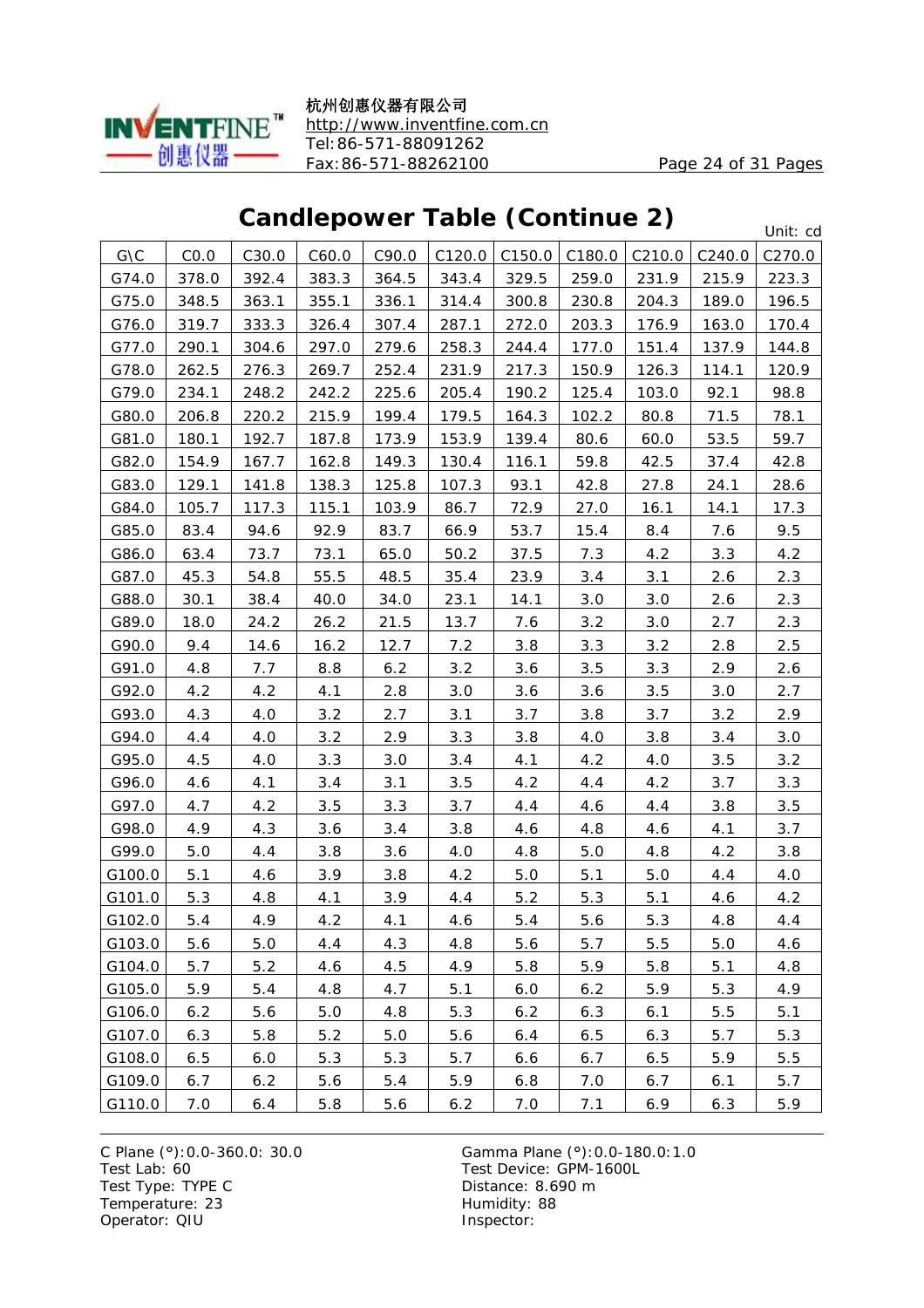# Candlepower Table (Continue 2)

Unit: cd

| G\C | C0.0 | C30.0 | C60.0 | C90.0 | C120.0 | C150.0 | C180.0 | C210.0 | C240.0 | C270.0 |
|---|---|---|---|---|---|---|---|---|---|---|
| G74.0 | 378.0 | 392.4 | 383.3 | 364.5 | 343.4 | 329.5 | 259.0 | 231.9 | 215.9 | 223.3 |
| G75.0 | 348.5 | 363.1 | 355.1 | 336.1 | 314.4 | 300.8 | 230.8 | 204.3 | 189.0 | 196.5 |
| G76.0 | 319.7 | 333.3 | 326.4 | 307.4 | 287.1 | 272.0 | 203.3 | 176.9 | 163.0 | 170.4 |
| G77.0 | 290.1 | 304.6 | 297.0 | 279.6 | 258.3 | 244.4 | 177.0 | 151.4 | 137.9 | 144.8 |
| G78.0 | 262.5 | 276.3 | 269.7 | 252.4 | 231.9 | 217.3 | 150.9 | 126.3 | 114.1 | 120.9 |
| G79.0 | 234.1 | 248.2 | 242.2 | 225.6 | 205.4 | 190.2 | 125.4 | 103.0 | 92.1 | 98.8 |
| G80.0 | 206.8 | 220.2 | 215.9 | 199.4 | 179.5 | 164.3 | 102.2 | 80.8 | 71.5 | 78.1 |
| G81.0 | 180.1 | 192.7 | 187.8 | 173.9 | 153.9 | 139.4 | 80.6 | 60.0 | 53.5 | 59.7 |
| G82.0 | 154.9 | 167.7 | 162.8 | 149.3 | 130.4 | 116.1 | 59.8 | 42.5 | 37.4 | 42.8 |
| G83.0 | 129.1 | 141.8 | 138.3 | 125.8 | 107.3 | 93.1 | 42.8 | 27.8 | 24.1 | 28.6 |
| G84.0 | 105.7 | 117.3 | 115.1 | 103.9 | 86.7 | 72.9 | 27.0 | 16.1 | 14.1 | 17.3 |
| G85.0 | 83.4 | 94.6 | 92.9 | 83.7 | 66.9 | 53.7 | 15.4 | 8.4 | 7.6 | 9.5 |
| G86.0 | 63.4 | 73.7 | 73.1 | 65.0 | 50.2 | 37.5 | 7.3 | 4.2 | 3.3 | 4.2 |
| G87.0 | 45.3 | 54.8 | 55.5 | 48.5 | 35.4 | 23.9 | 3.4 | 3.1 | 2.6 | 2.3 |
| G88.0 | 30.1 | 38.4 | 40.0 | 34.0 | 23.1 | 14.1 | 3.0 | 3.0 | 2.6 | 2.3 |
| G89.0 | 18.0 | 24.2 | 26.2 | 21.5 | 13.7 | 7.6 | 3.2 | 3.0 | 2.7 | 2.3 |
| G90.0 | 9.4 | 14.6 | 16.2 | 12.7 | 7.2 | 3.8 | 3.3 | 3.2 | 2.8 | 2.5 |
| G91.0 | 4.8 | 7.7 | 8.8 | 6.2 | 3.2 | 3.6 | 3.5 | 3.3 | 2.9 | 2.6 |
| G92.0 | 4.2 | 4.2 | 4.1 | 2.8 | 3.0 | 3.6 | 3.6 | 3.5 | 3.0 | 2.7 |
| G93.0 | 4.3 | 4.0 | 3.2 | 2.7 | 3.1 | 3.7 | 3.8 | 3.7 | 3.2 | 2.9 |
| G94.0 | 4.4 | 4.0 | 3.2 | 2.9 | 3.3 | 3.8 | 4.0 | 3.8 | 3.4 | 3.0 |
| G95.0 | 4.5 | 4.0 | 3.3 | 3.0 | 3.4 | 4.1 | 4.2 | 4.0 | 3.5 | 3.2 |
| G96.0 | 4.6 | 4.1 | 3.4 | 3.1 | 3.5 | 4.2 | 4.4 | 4.2 | 3.7 | 3.3 |
| G97.0 | 4.7 | 4.2 | 3.5 | 3.3 | 3.7 | 4.4 | 4.6 | 4.4 | 3.8 | 3.5 |
| G98.0 | 4.9 | 4.3 | 3.6 | 3.4 | 3.8 | 4.6 | 4.8 | 4.6 | 4.1 | 3.7 |
| G99.0 | 5.0 | 4.4 | 3.8 | 3.6 | 4.0 | 4.8 | 5.0 | 4.8 | 4.2 | 3.8 |
| G100.0 | 5.1 | 4.6 | 3.9 | 3.8 | 4.2 | 5.0 | 5.1 | 5.0 | 4.4 | 4.0 |
| G101.0 | 5.3 | 4.8 | 4.1 | 3.9 | 4.4 | 5.2 | 5.3 | 5.1 | 4.6 | 4.2 |
| G102.0 | 5.4 | 4.9 | 4.2 | 4.1 | 4.6 | 5.4 | 5.6 | 5.3 | 4.8 | 4.4 |
| G103.0 | 5.6 | 5.0 | 4.4 | 4.3 | 4.8 | 5.6 | 5.7 | 5.5 | 5.0 | 4.6 |
| G104.0 | 5.7 | 5.2 | 4.6 | 4.5 | 4.9 | 5.8 | 5.9 | 5.8 | 5.1 | 4.8 |
| G105.0 | 5.9 | 5.4 | 4.8 | 4.7 | 5.1 | 6.0 | 6.2 | 5.9 | 5.3 | 4.9 |
| G106.0 | 6.2 | 5.6 | 5.0 | 4.8 | 5.3 | 6.2 | 6.3 | 6.1 | 5.5 | 5.1 |
| G107.0 | 6.3 | 5.8 | 5.2 | 5.0 | 5.6 | 6.4 | 6.5 | 6.3 | 5.7 | 5.3 |
| G108.0 | 6.5 | 6.0 | 5.3 | 5.3 | 5.7 | 6.6 | 6.7 | 6.5 | 5.9 | 5.5 |
| G109.0 | 6.7 | 6.2 | 5.6 | 5.4 | 5.9 | 6.8 | 7.0 | 6.7 | 6.1 | 5.7 |
| G110.0 | 7.0 | 6.4 | 5.8 | 5.6 | 6.2 | 7.0 | 7.1 | 6.9 | 6.3 | 5.9 |

C Plane (°):0.0-360.0: 30.0
Test Lab: 60
Test Type: TYPE C
Temperature: 23
Operator: QIU

Gamma Plane (°):0.0-180.0:1.0
Test Device: GPM-1600L
Distance: 8.690 m
Humidity: 88
Inspector: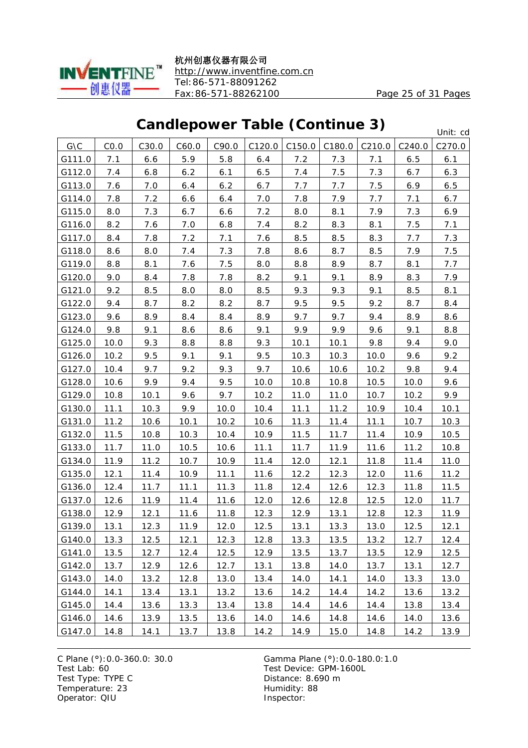## Candlepower Table (Continue 3)

Unit: cd

| G\C | C0.0 | C30.0 | C60.0 | C90.0 | C120.0 | C150.0 | C180.0 | C210.0 | C240.0 | C270.0 |
|---|---|---|---|---|---|---|---|---|---|---|
| G111.0 | 7.1 | 6.6 | 5.9 | 5.8 | 6.4 | 7.2 | 7.3 | 7.1 | 6.5 | 6.1 |
| G112.0 | 7.4 | 6.8 | 6.2 | 6.1 | 6.5 | 7.4 | 7.5 | 7.3 | 6.7 | 6.3 |
| G113.0 | 7.6 | 7.0 | 6.4 | 6.2 | 6.7 | 7.7 | 7.7 | 7.5 | 6.9 | 6.5 |
| G114.0 | 7.8 | 7.2 | 6.6 | 6.4 | 7.0 | 7.8 | 7.9 | 7.7 | 7.1 | 6.7 |
| G115.0 | 8.0 | 7.3 | 6.7 | 6.6 | 7.2 | 8.0 | 8.1 | 7.9 | 7.3 | 6.9 |
| G116.0 | 8.2 | 7.6 | 7.0 | 6.8 | 7.4 | 8.2 | 8.3 | 8.1 | 7.5 | 7.1 |
| G117.0 | 8.4 | 7.8 | 7.2 | 7.1 | 7.6 | 8.5 | 8.5 | 8.3 | 7.7 | 7.3 |
| G118.0 | 8.6 | 8.0 | 7.4 | 7.3 | 7.8 | 8.6 | 8.7 | 8.5 | 7.9 | 7.5 |
| G119.0 | 8.8 | 8.1 | 7.6 | 7.5 | 8.0 | 8.8 | 8.9 | 8.7 | 8.1 | 7.7 |
| G120.0 | 9.0 | 8.4 | 7.8 | 7.8 | 8.2 | 9.1 | 9.1 | 8.9 | 8.3 | 7.9 |
| G121.0 | 9.2 | 8.5 | 8.0 | 8.0 | 8.5 | 9.3 | 9.3 | 9.1 | 8.5 | 8.1 |
| G122.0 | 9.4 | 8.7 | 8.2 | 8.2 | 8.7 | 9.5 | 9.5 | 9.2 | 8.7 | 8.4 |
| G123.0 | 9.6 | 8.9 | 8.4 | 8.4 | 8.9 | 9.7 | 9.7 | 9.4 | 8.9 | 8.6 |
| G124.0 | 9.8 | 9.1 | 8.6 | 8.6 | 9.1 | 9.9 | 9.9 | 9.6 | 9.1 | 8.8 |
| G125.0 | 10.0 | 9.3 | 8.8 | 8.8 | 9.3 | 10.1 | 10.1 | 9.8 | 9.4 | 9.0 |
| G126.0 | 10.2 | 9.5 | 9.1 | 9.1 | 9.5 | 10.3 | 10.3 | 10.0 | 9.6 | 9.2 |
| G127.0 | 10.4 | 9.7 | 9.2 | 9.3 | 9.7 | 10.6 | 10.6 | 10.2 | 9.8 | 9.4 |
| G128.0 | 10.6 | 9.9 | 9.4 | 9.5 | 10.0 | 10.8 | 10.8 | 10.5 | 10.0 | 9.6 |
| G129.0 | 10.8 | 10.1 | 9.6 | 9.7 | 10.2 | 11.0 | 11.0 | 10.7 | 10.2 | 9.9 |
| G130.0 | 11.1 | 10.3 | 9.9 | 10.0 | 10.4 | 11.1 | 11.2 | 10.9 | 10.4 | 10.1 |
| G131.0 | 11.2 | 10.6 | 10.1 | 10.2 | 10.6 | 11.3 | 11.4 | 11.1 | 10.7 | 10.3 |
| G132.0 | 11.5 | 10.8 | 10.3 | 10.4 | 10.9 | 11.5 | 11.7 | 11.4 | 10.9 | 10.5 |
| G133.0 | 11.7 | 11.0 | 10.5 | 10.6 | 11.1 | 11.7 | 11.9 | 11.6 | 11.2 | 10.8 |
| G134.0 | 11.9 | 11.2 | 10.7 | 10.9 | 11.4 | 12.0 | 12.1 | 11.8 | 11.4 | 11.0 |
| G135.0 | 12.1 | 11.4 | 10.9 | 11.1 | 11.6 | 12.2 | 12.3 | 12.0 | 11.6 | 11.2 |
| G136.0 | 12.4 | 11.7 | 11.1 | 11.3 | 11.8 | 12.4 | 12.6 | 12.3 | 11.8 | 11.5 |
| G137.0 | 12.6 | 11.9 | 11.4 | 11.6 | 12.0 | 12.6 | 12.8 | 12.5 | 12.0 | 11.7 |
| G138.0 | 12.9 | 12.1 | 11.6 | 11.8 | 12.3 | 12.9 | 13.1 | 12.8 | 12.3 | 11.9 |
| G139.0 | 13.1 | 12.3 | 11.9 | 12.0 | 12.5 | 13.1 | 13.3 | 13.0 | 12.5 | 12.1 |
| G140.0 | 13.3 | 12.5 | 12.1 | 12.3 | 12.8 | 13.3 | 13.5 | 13.2 | 12.7 | 12.4 |
| G141.0 | 13.5 | 12.7 | 12.4 | 12.5 | 12.9 | 13.5 | 13.7 | 13.5 | 12.9 | 12.5 |
| G142.0 | 13.7 | 12.9 | 12.6 | 12.7 | 13.1 | 13.8 | 14.0 | 13.7 | 13.1 | 12.7 |
| G143.0 | 14.0 | 13.2 | 12.8 | 13.0 | 13.4 | 14.0 | 14.1 | 14.0 | 13.3 | 13.0 |
| G144.0 | 14.1 | 13.4 | 13.1 | 13.2 | 13.6 | 14.2 | 14.4 | 14.2 | 13.6 | 13.2 |
| G145.0 | 14.4 | 13.6 | 13.3 | 13.4 | 13.8 | 14.4 | 14.6 | 14.4 | 13.8 | 13.4 |
| G146.0 | 14.6 | 13.9 | 13.5 | 13.6 | 14.0 | 14.6 | 14.8 | 14.6 | 14.0 | 13.6 |
| G147.0 | 14.8 | 14.1 | 13.7 | 13.8 | 14.2 | 14.9 | 15.0 | 14.8 | 14.2 | 13.9 |

C Plane (°):0.0-360.0: 30.0
Gamma Plane (°):0.0-180.0:1.0
Test Lab: 60
Test Device: GPM-1600L
Test Type: TYPE C
Distance: 8.690 m
Temperature: 23
Humidity: 88
Operator: QIU
Inspector: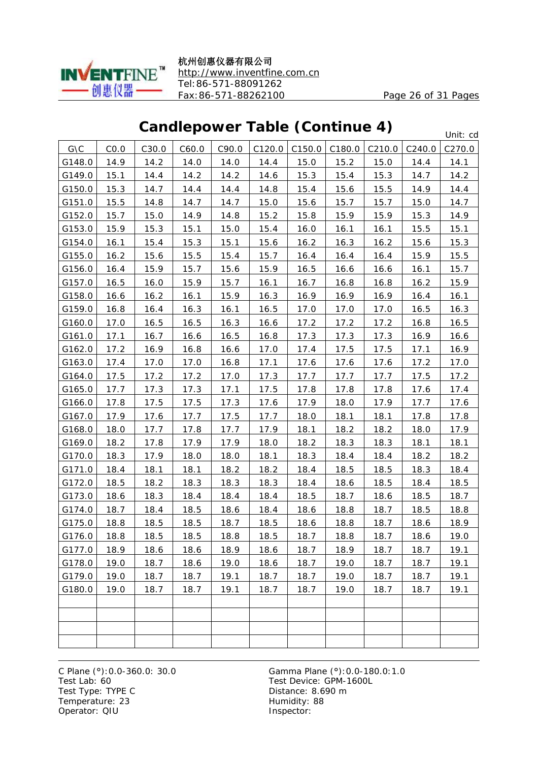## Candlepower Table (Continue 4)

Unit: cd

| G\C | C0.0 | C30.0 | C60.0 | C90.0 | C120.0 | C150.0 | C180.0 | C210.0 | C240.0 | C270.0 |
|---|---|---|---|---|---|---|---|---|---|---|
| G148.0 | 14.9 | 14.2 | 14.0 | 14.0 | 14.4 | 15.0 | 15.2 | 15.0 | 14.4 | 14.1 |
| G149.0 | 15.1 | 14.4 | 14.2 | 14.2 | 14.6 | 15.3 | 15.4 | 15.3 | 14.7 | 14.2 |
| G150.0 | 15.3 | 14.7 | 14.4 | 14.4 | 14.8 | 15.4 | 15.6 | 15.5 | 14.9 | 14.4 |
| G151.0 | 15.5 | 14.8 | 14.7 | 14.7 | 15.0 | 15.6 | 15.7 | 15.7 | 15.0 | 14.7 |
| G152.0 | 15.7 | 15.0 | 14.9 | 14.8 | 15.2 | 15.8 | 15.9 | 15.9 | 15.3 | 14.9 |
| G153.0 | 15.9 | 15.3 | 15.1 | 15.0 | 15.4 | 16.0 | 16.1 | 16.1 | 15.5 | 15.1 |
| G154.0 | 16.1 | 15.4 | 15.3 | 15.1 | 15.6 | 16.2 | 16.3 | 16.2 | 15.6 | 15.3 |
| G155.0 | 16.2 | 15.6 | 15.5 | 15.4 | 15.7 | 16.4 | 16.4 | 16.4 | 15.9 | 15.5 |
| G156.0 | 16.4 | 15.9 | 15.7 | 15.6 | 15.9 | 16.5 | 16.6 | 16.6 | 16.1 | 15.7 |
| G157.0 | 16.5 | 16.0 | 15.9 | 15.7 | 16.1 | 16.7 | 16.8 | 16.8 | 16.2 | 15.9 |
| G158.0 | 16.6 | 16.2 | 16.1 | 15.9 | 16.3 | 16.9 | 16.9 | 16.9 | 16.4 | 16.1 |
| G159.0 | 16.8 | 16.4 | 16.3 | 16.1 | 16.5 | 17.0 | 17.0 | 17.0 | 16.5 | 16.3 |
| G160.0 | 17.0 | 16.5 | 16.5 | 16.3 | 16.6 | 17.2 | 17.2 | 17.2 | 16.8 | 16.5 |
| G161.0 | 17.1 | 16.7 | 16.6 | 16.5 | 16.8 | 17.3 | 17.3 | 17.3 | 16.9 | 16.6 |
| G162.0 | 17.2 | 16.9 | 16.8 | 16.6 | 17.0 | 17.4 | 17.5 | 17.5 | 17.1 | 16.9 |
| G163.0 | 17.4 | 17.0 | 17.0 | 16.8 | 17.1 | 17.6 | 17.6 | 17.6 | 17.2 | 17.0 |
| G164.0 | 17.5 | 17.2 | 17.2 | 17.0 | 17.3 | 17.7 | 17.7 | 17.7 | 17.5 | 17.2 |
| G165.0 | 17.7 | 17.3 | 17.3 | 17.1 | 17.5 | 17.8 | 17.8 | 17.8 | 17.6 | 17.4 |
| G166.0 | 17.8 | 17.5 | 17.5 | 17.3 | 17.6 | 17.9 | 18.0 | 17.9 | 17.7 | 17.6 |
| G167.0 | 17.9 | 17.6 | 17.7 | 17.5 | 17.7 | 18.0 | 18.1 | 18.1 | 17.8 | 17.8 |
| G168.0 | 18.0 | 17.7 | 17.8 | 17.7 | 17.9 | 18.1 | 18.2 | 18.2 | 18.0 | 17.9 |
| G169.0 | 18.2 | 17.8 | 17.9 | 17.9 | 18.0 | 18.2 | 18.3 | 18.3 | 18.1 | 18.1 |
| G170.0 | 18.3 | 17.9 | 18.0 | 18.0 | 18.1 | 18.3 | 18.4 | 18.4 | 18.2 | 18.2 |
| G171.0 | 18.4 | 18.1 | 18.1 | 18.2 | 18.2 | 18.4 | 18.5 | 18.5 | 18.3 | 18.4 |
| G172.0 | 18.5 | 18.2 | 18.3 | 18.3 | 18.3 | 18.4 | 18.6 | 18.5 | 18.4 | 18.5 |
| G173.0 | 18.6 | 18.3 | 18.4 | 18.4 | 18.4 | 18.5 | 18.7 | 18.6 | 18.5 | 18.7 |
| G174.0 | 18.7 | 18.4 | 18.5 | 18.6 | 18.4 | 18.6 | 18.8 | 18.7 | 18.5 | 18.8 |
| G175.0 | 18.8 | 18.5 | 18.5 | 18.7 | 18.5 | 18.6 | 18.8 | 18.7 | 18.6 | 18.9 |
| G176.0 | 18.8 | 18.5 | 18.5 | 18.8 | 18.5 | 18.7 | 18.8 | 18.7 | 18.6 | 19.0 |
| G177.0 | 18.9 | 18.6 | 18.6 | 18.9 | 18.6 | 18.7 | 18.9 | 18.7 | 18.7 | 19.1 |
| G178.0 | 19.0 | 18.7 | 18.6 | 19.0 | 18.6 | 18.7 | 19.0 | 18.7 | 18.7 | 19.1 |
| G179.0 | 19.0 | 18.7 | 18.7 | 19.1 | 18.7 | 18.7 | 19.0 | 18.7 | 18.7 | 19.1 |
| G180.0 | 19.0 | 18.7 | 18.7 | 19.1 | 18.7 | 18.7 | 19.0 | 18.7 | 18.7 | 19.1 |
| | | | | | | | | | | |
| | | | | | | | | | | |
| | | | | | | | | | | |
| | | | | | | | | | | |

C Plane (°):0.0-360.0: 30.0
Test Lab: 60
Test Type: TYPE C
Temperature: 23
Operator: QIU

Gamma Plane (°):0.0-180.0:1.0
Test Device: GPM-1600L
Distance: 8.690 m
Humidity: 88
Inspector: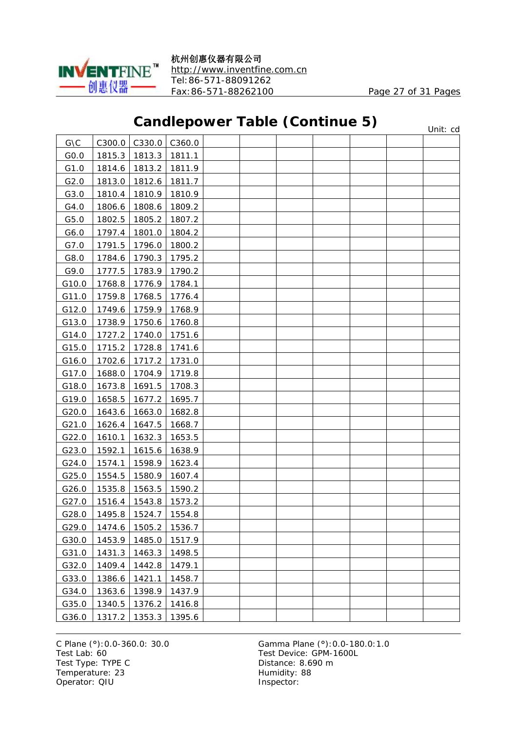## Candlepower Table (Continue 5)

Unit: cd

| G\C | C300.0 | C330.0 | C360.0 | | | | | | |
|---|---|---|---|---|---|---|---|---|---|
| G0.0 | 1815.3 | 1813.3 | 1811.1 | | | | | | |
| G1.0 | 1814.6 | 1813.2 | 1811.9 | | | | | | |
| G2.0 | 1813.0 | 1812.6 | 1811.7 | | | | | | |
| G3.0 | 1810.4 | 1810.9 | 1810.9 | | | | | | |
| G4.0 | 1806.6 | 1808.6 | 1809.2 | | | | | | |
| G5.0 | 1802.5 | 1805.2 | 1807.2 | | | | | | |
| G6.0 | 1797.4 | 1801.0 | 1804.2 | | | | | | |
| G7.0 | 1791.5 | 1796.0 | 1800.2 | | | | | | |
| G8.0 | 1784.6 | 1790.3 | 1795.2 | | | | | | |
| G9.0 | 1777.5 | 1783.9 | 1790.2 | | | | | | |
| G10.0 | 1768.8 | 1776.9 | 1784.1 | | | | | | |
| G11.0 | 1759.8 | 1768.5 | 1776.4 | | | | | | |
| G12.0 | 1749.6 | 1759.9 | 1768.9 | | | | | | |
| G13.0 | 1738.9 | 1750.6 | 1760.8 | | | | | | |
| G14.0 | 1727.2 | 1740.0 | 1751.6 | | | | | | |
| G15.0 | 1715.2 | 1728.8 | 1741.6 | | | | | | |
| G16.0 | 1702.6 | 1717.2 | 1731.0 | | | | | | |
| G17.0 | 1688.0 | 1704.9 | 1719.8 | | | | | | |
| G18.0 | 1673.8 | 1691.5 | 1708.3 | | | | | | |
| G19.0 | 1658.5 | 1677.2 | 1695.7 | | | | | | |
| G20.0 | 1643.6 | 1663.0 | 1682.8 | | | | | | |
| G21.0 | 1626.4 | 1647.5 | 1668.7 | | | | | | |
| G22.0 | 1610.1 | 1632.3 | 1653.5 | | | | | | |
| G23.0 | 1592.1 | 1615.6 | 1638.9 | | | | | | |
| G24.0 | 1574.1 | 1598.9 | 1623.4 | | | | | | |
| G25.0 | 1554.5 | 1580.9 | 1607.4 | | | | | | |
| G26.0 | 1535.8 | 1563.5 | 1590.2 | | | | | | |
| G27.0 | 1516.4 | 1543.8 | 1573.2 | | | | | | |
| G28.0 | 1495.8 | 1524.7 | 1554.8 | | | | | | |
| G29.0 | 1474.6 | 1505.2 | 1536.7 | | | | | | |
| G30.0 | 1453.9 | 1485.0 | 1517.9 | | | | | | |
| G31.0 | 1431.3 | 1463.3 | 1498.5 | | | | | | |
| G32.0 | 1409.4 | 1442.8 | 1479.1 | | | | | | |
| G33.0 | 1386.6 | 1421.1 | 1458.7 | | | | | | |
| G34.0 | 1363.6 | 1398.9 | 1437.9 | | | | | | |
| G35.0 | 1340.5 | 1376.2 | 1416.8 | | | | | | |
| G36.0 | 1317.2 | 1353.3 | 1395.6 | | | | | | |

C Plane (°):0.0-360.0: 30.0
Test Lab: 60
Test Type: TYPE C
Temperature: 23
Operator: QIU

Gamma Plane (°):0.0-180.0:1.0
Test Device: GPM-1600L
Distance: 8.690 m
Humidity: 88
Inspector: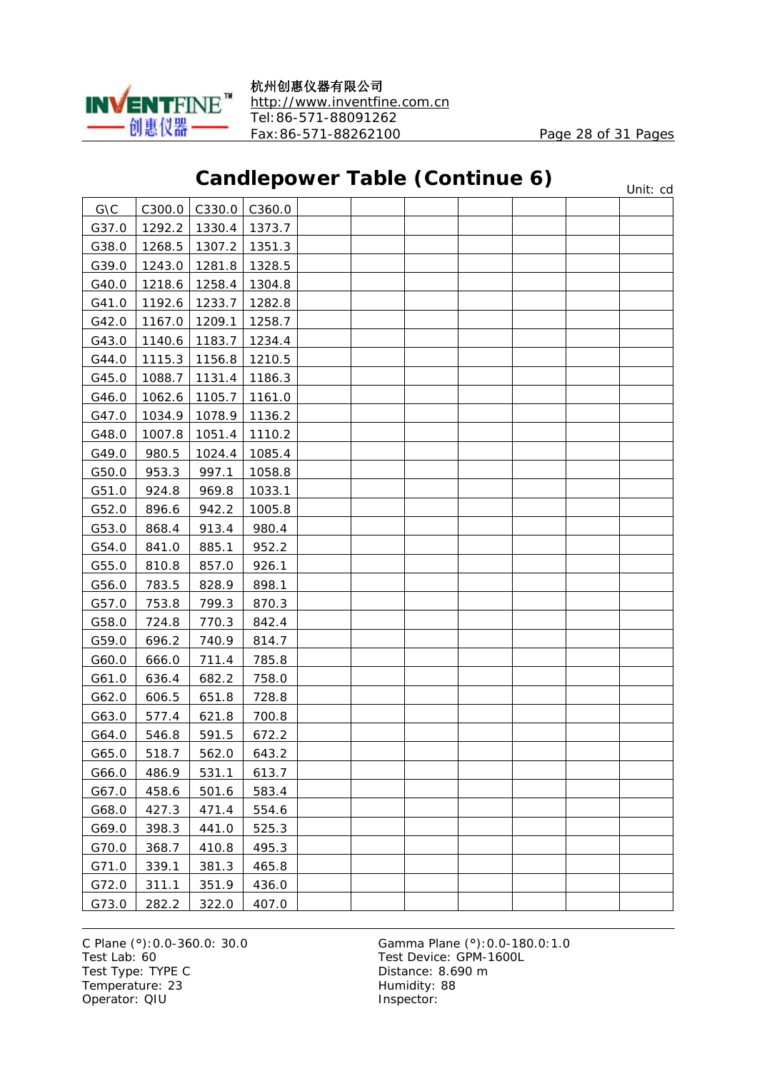## Candlepower Table (Continue 6)

Unit: cd

| G\C | C300.0 | C330.0 | C360.0 | | | | | | | |
|---|---|---|---|---|---|---|---|---|---|---|
| G37.0 | 1292.2 | 1330.4 | 1373.7 | | | | | | | |
| G38.0 | 1268.5 | 1307.2 | 1351.3 | | | | | | | |
| G39.0 | 1243.0 | 1281.8 | 1328.5 | | | | | | | |
| G40.0 | 1218.6 | 1258.4 | 1304.8 | | | | | | | |
| G41.0 | 1192.6 | 1233.7 | 1282.8 | | | | | | | |
| G42.0 | 1167.0 | 1209.1 | 1258.7 | | | | | | | |
| G43.0 | 1140.6 | 1183.7 | 1234.4 | | | | | | | |
| G44.0 | 1115.3 | 1156.8 | 1210.5 | | | | | | | |
| G45.0 | 1088.7 | 1131.4 | 1186.3 | | | | | | | |
| G46.0 | 1062.6 | 1105.7 | 1161.0 | | | | | | | |
| G47.0 | 1034.9 | 1078.9 | 1136.2 | | | | | | | |
| G48.0 | 1007.8 | 1051.4 | 1110.2 | | | | | | | |
| G49.0 | 980.5 | 1024.4 | 1085.4 | | | | | | | |
| G50.0 | 953.3 | 997.1 | 1058.8 | | | | | | | |
| G51.0 | 924.8 | 969.8 | 1033.1 | | | | | | | |
| G52.0 | 896.6 | 942.2 | 1005.8 | | | | | | | |
| G53.0 | 868.4 | 913.4 | 980.4 | | | | | | | |
| G54.0 | 841.0 | 885.1 | 952.2 | | | | | | | |
| G55.0 | 810.8 | 857.0 | 926.1 | | | | | | | |
| G56.0 | 783.5 | 828.9 | 898.1 | | | | | | | |
| G57.0 | 753.8 | 799.3 | 870.3 | | | | | | | |
| G58.0 | 724.8 | 770.3 | 842.4 | | | | | | | |
| G59.0 | 696.2 | 740.9 | 814.7 | | | | | | | |
| G60.0 | 666.0 | 711.4 | 785.8 | | | | | | | |
| G61.0 | 636.4 | 682.2 | 758.0 | | | | | | | |
| G62.0 | 606.5 | 651.8 | 728.8 | | | | | | | |
| G63.0 | 577.4 | 621.8 | 700.8 | | | | | | | |
| G64.0 | 546.8 | 591.5 | 672.2 | | | | | | | |
| G65.0 | 518.7 | 562.0 | 643.2 | | | | | | | |
| G66.0 | 486.9 | 531.1 | 613.7 | | | | | | | |
| G67.0 | 458.6 | 501.6 | 583.4 | | | | | | | |
| G68.0 | 427.3 | 471.4 | 554.6 | | | | | | | |
| G69.0 | 398.3 | 441.0 | 525.3 | | | | | | | |
| G70.0 | 368.7 | 410.8 | 495.3 | | | | | | | |
| G71.0 | 339.1 | 381.3 | 465.8 | | | | | | | |
| G72.0 | 311.1 | 351.9 | 436.0 | | | | | | | |
| G73.0 | 282.2 | 322.0 | 407.0 | | | | | | | |

C Plane (°):0.0-360.0: 30.0
Test Lab: 60
Test Type: TYPE C
Temperature: 23
Operator: QIU

Gamma Plane (°):0.0-180.0:1.0
Test Device: GPM-1600L
Distance: 8.690 m
Humidity: 88
Inspector: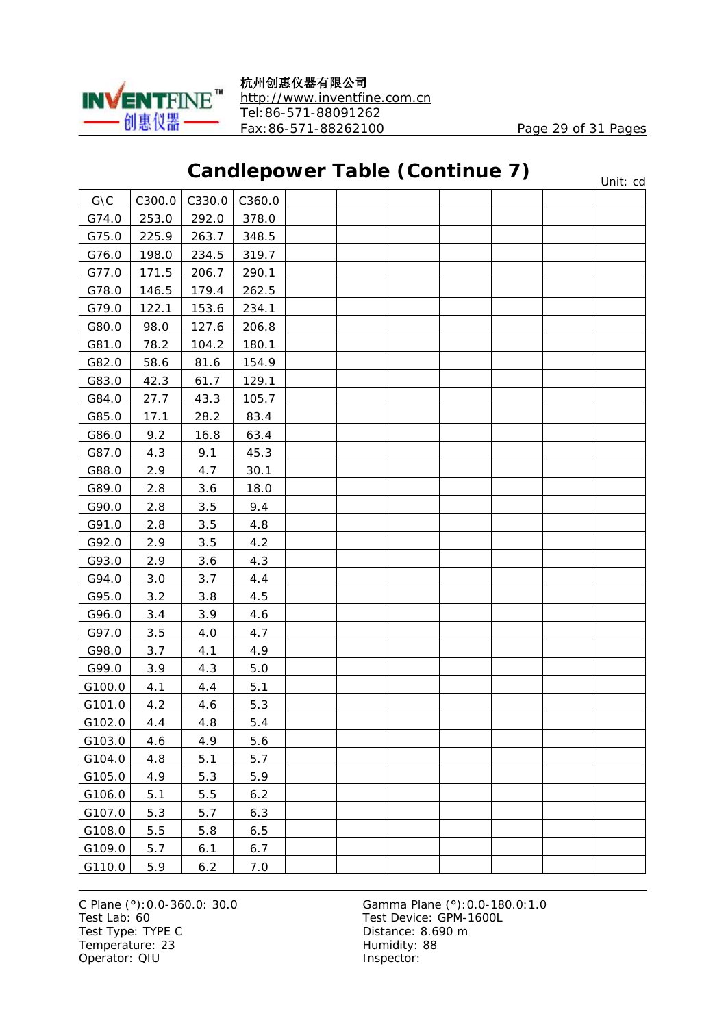## Candlepower Table (Continue 7)

Unit: cd

| G\C | C300.0 | C330.0 | C360.0 | | | | | | | |
|---|---|---|---|---|---|---|---|---|---|---|
| G74.0 | 253.0 | 292.0 | 378.0 | | | | | | | |
| G75.0 | 225.9 | 263.7 | 348.5 | | | | | | | |
| G76.0 | 198.0 | 234.5 | 319.7 | | | | | | | |
| G77.0 | 171.5 | 206.7 | 290.1 | | | | | | | |
| G78.0 | 146.5 | 179.4 | 262.5 | | | | | | | |
| G79.0 | 122.1 | 153.6 | 234.1 | | | | | | | |
| G80.0 | 98.0 | 127.6 | 206.8 | | | | | | | |
| G81.0 | 78.2 | 104.2 | 180.1 | | | | | | | |
| G82.0 | 58.6 | 81.6 | 154.9 | | | | | | | |
| G83.0 | 42.3 | 61.7 | 129.1 | | | | | | | |
| G84.0 | 27.7 | 43.3 | 105.7 | | | | | | | |
| G85.0 | 17.1 | 28.2 | 83.4 | | | | | | | |
| G86.0 | 9.2 | 16.8 | 63.4 | | | | | | | |
| G87.0 | 4.3 | 9.1 | 45.3 | | | | | | | |
| G88.0 | 2.9 | 4.7 | 30.1 | | | | | | | |
| G89.0 | 2.8 | 3.6 | 18.0 | | | | | | | |
| G90.0 | 2.8 | 3.5 | 9.4 | | | | | | | |
| G91.0 | 2.8 | 3.5 | 4.8 | | | | | | | |
| G92.0 | 2.9 | 3.5 | 4.2 | | | | | | | |
| G93.0 | 2.9 | 3.6 | 4.3 | | | | | | | |
| G94.0 | 3.0 | 3.7 | 4.4 | | | | | | | |
| G95.0 | 3.2 | 3.8 | 4.5 | | | | | | | |
| G96.0 | 3.4 | 3.9 | 4.6 | | | | | | | |
| G97.0 | 3.5 | 4.0 | 4.7 | | | | | | | |
| G98.0 | 3.7 | 4.1 | 4.9 | | | | | | | |
| G99.0 | 3.9 | 4.3 | 5.0 | | | | | | | |
| G100.0 | 4.1 | 4.4 | 5.1 | | | | | | | |
| G101.0 | 4.2 | 4.6 | 5.3 | | | | | | | |
| G102.0 | 4.4 | 4.8 | 5.4 | | | | | | | |
| G103.0 | 4.6 | 4.9 | 5.6 | | | | | | | |
| G104.0 | 4.8 | 5.1 | 5.7 | | | | | | | |
| G105.0 | 4.9 | 5.3 | 5.9 | | | | | | | |
| G106.0 | 5.1 | 5.5 | 6.2 | | | | | | | |
| G107.0 | 5.3 | 5.7 | 6.3 | | | | | | | |
| G108.0 | 5.5 | 5.8 | 6.5 | | | | | | | |
| G109.0 | 5.7 | 6.1 | 6.7 | | | | | | | |
| G110.0 | 5.9 | 6.2 | 7.0 | | | | | | | |

C Plane (°):0.0-360.0: 30.0
Test Lab: 60
Test Type: TYPE C
Temperature: 23
Operator: QIU

Gamma Plane (°):0.0-180.0:1.0
Test Device: GPM-1600L
Distance: 8.690 m
Humidity: 88
Inspector: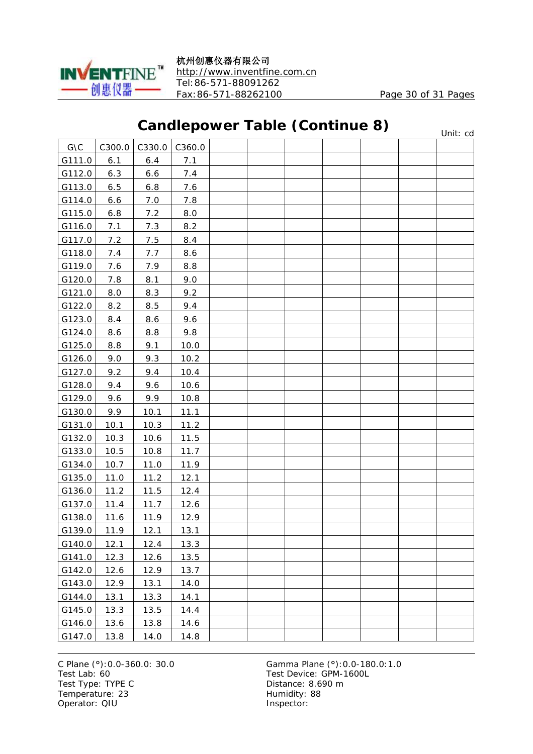## Candlepower Table (Continue 8)

Unit: cd

| G\C | C300.0 | C330.0 | C360.0 | | | | | | | |
|---|---|---|---|---|---|---|---|---|---|---|
| G111.0 | 6.1 | 6.4 | 7.1 | | | | | | | |
| G112.0 | 6.3 | 6.6 | 7.4 | | | | | | | |
| G113.0 | 6.5 | 6.8 | 7.6 | | | | | | | |
| G114.0 | 6.6 | 7.0 | 7.8 | | | | | | | |
| G115.0 | 6.8 | 7.2 | 8.0 | | | | | | | |
| G116.0 | 7.1 | 7.3 | 8.2 | | | | | | | |
| G117.0 | 7.2 | 7.5 | 8.4 | | | | | | | |
| G118.0 | 7.4 | 7.7 | 8.6 | | | | | | | |
| G119.0 | 7.6 | 7.9 | 8.8 | | | | | | | |
| G120.0 | 7.8 | 8.1 | 9.0 | | | | | | | |
| G121.0 | 8.0 | 8.3 | 9.2 | | | | | | | |
| G122.0 | 8.2 | 8.5 | 9.4 | | | | | | | |
| G123.0 | 8.4 | 8.6 | 9.6 | | | | | | | |
| G124.0 | 8.6 | 8.8 | 9.8 | | | | | | | |
| G125.0 | 8.8 | 9.1 | 10.0 | | | | | | | |
| G126.0 | 9.0 | 9.3 | 10.2 | | | | | | | |
| G127.0 | 9.2 | 9.4 | 10.4 | | | | | | | |
| G128.0 | 9.4 | 9.6 | 10.6 | | | | | | | |
| G129.0 | 9.6 | 9.9 | 10.8 | | | | | | | |
| G130.0 | 9.9 | 10.1 | 11.1 | | | | | | | |
| G131.0 | 10.1 | 10.3 | 11.2 | | | | | | | |
| G132.0 | 10.3 | 10.6 | 11.5 | | | | | | | |
| G133.0 | 10.5 | 10.8 | 11.7 | | | | | | | |
| G134.0 | 10.7 | 11.0 | 11.9 | | | | | | | |
| G135.0 | 11.0 | 11.2 | 12.1 | | | | | | | |
| G136.0 | 11.2 | 11.5 | 12.4 | | | | | | | |
| G137.0 | 11.4 | 11.7 | 12.6 | | | | | | | |
| G138.0 | 11.6 | 11.9 | 12.9 | | | | | | | |
| G139.0 | 11.9 | 12.1 | 13.1 | | | | | | | |
| G140.0 | 12.1 | 12.4 | 13.3 | | | | | | | |
| G141.0 | 12.3 | 12.6 | 13.5 | | | | | | | |
| G142.0 | 12.6 | 12.9 | 13.7 | | | | | | | |
| G143.0 | 12.9 | 13.1 | 14.0 | | | | | | | |
| G144.0 | 13.1 | 13.3 | 14.1 | | | | | | | |
| G145.0 | 13.3 | 13.5 | 14.4 | | | | | | | |
| G146.0 | 13.6 | 13.8 | 14.6 | | | | | | | |
| G147.0 | 13.8 | 14.0 | 14.8 | | | | | | | |

C Plane (°):0.0-360.0: 30.0
Test Lab: 60
Test Type: TYPE C
Temperature: 23
Operator: QIU

Gamma Plane (°):0.0-180.0:1.0
Test Device: GPM-1600L
Distance: 8.690 m
Humidity: 88
Inspector: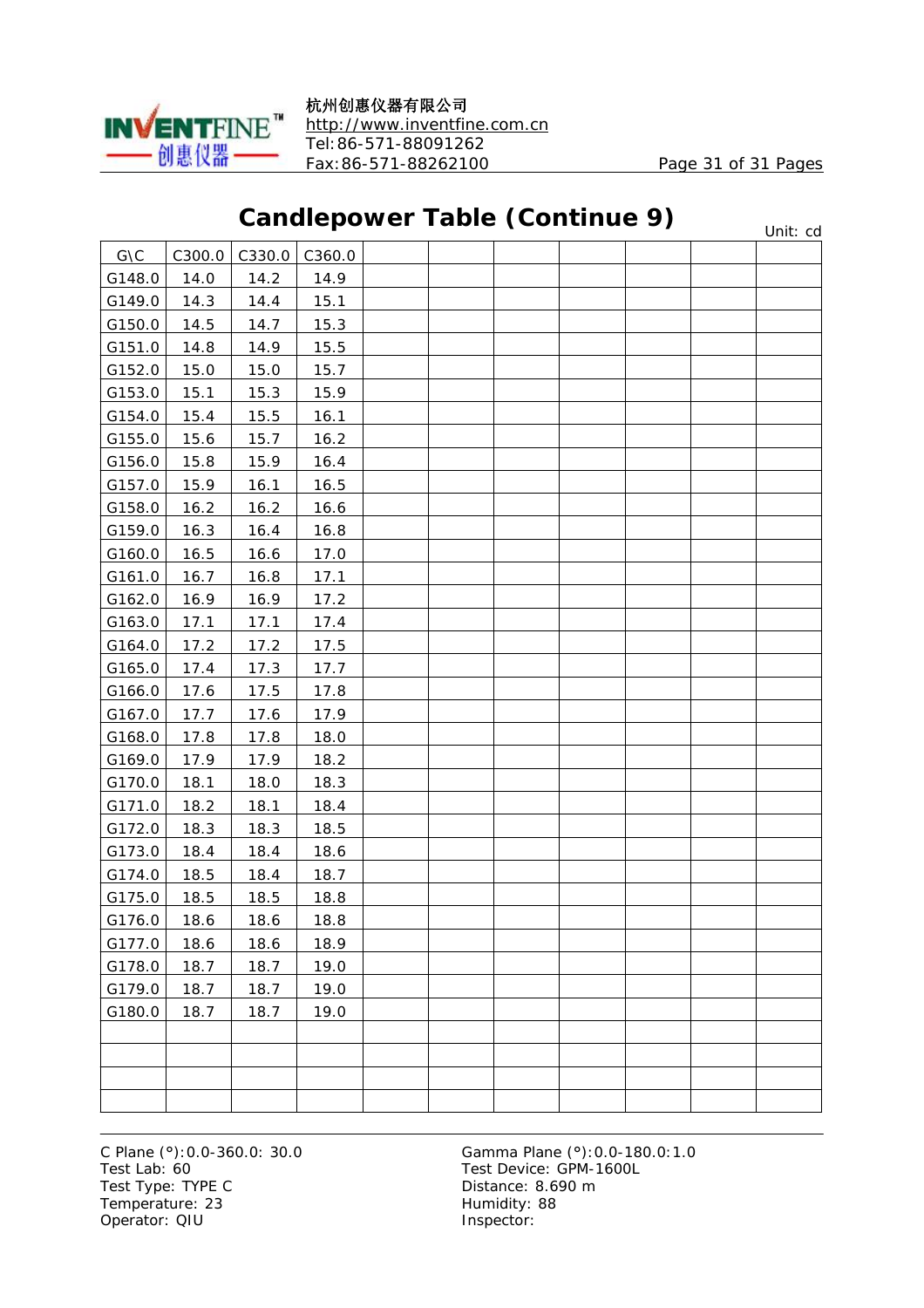## Candlepower Table (Continue 9)

Unit: cd

| G\C | C300.0 | C330.0 | C360.0 |
|---|---|---|---|
| G148.0 | 14.0 | 14.2 | 14.9 |
| G149.0 | 14.3 | 14.4 | 15.1 |
| G150.0 | 14.5 | 14.7 | 15.3 |
| G151.0 | 14.8 | 14.9 | 15.5 |
| G152.0 | 15.0 | 15.0 | 15.7 |
| G153.0 | 15.1 | 15.3 | 15.9 |
| G154.0 | 15.4 | 15.5 | 16.1 |
| G155.0 | 15.6 | 15.7 | 16.2 |
| G156.0 | 15.8 | 15.9 | 16.4 |
| G157.0 | 15.9 | 16.1 | 16.5 |
| G158.0 | 16.2 | 16.2 | 16.6 |
| G159.0 | 16.3 | 16.4 | 16.8 |
| G160.0 | 16.5 | 16.6 | 17.0 |
| G161.0 | 16.7 | 16.8 | 17.1 |
| G162.0 | 16.9 | 16.9 | 17.2 |
| G163.0 | 17.1 | 17.1 | 17.4 |
| G164.0 | 17.2 | 17.2 | 17.5 |
| G165.0 | 17.4 | 17.3 | 17.7 |
| G166.0 | 17.6 | 17.5 | 17.8 |
| G167.0 | 17.7 | 17.6 | 17.9 |
| G168.0 | 17.8 | 17.8 | 18.0 |
| G169.0 | 17.9 | 17.9 | 18.2 |
| G170.0 | 18.1 | 18.0 | 18.3 |
| G171.0 | 18.2 | 18.1 | 18.4 |
| G172.0 | 18.3 | 18.3 | 18.5 |
| G173.0 | 18.4 | 18.4 | 18.6 |
| G174.0 | 18.5 | 18.4 | 18.7 |
| G175.0 | 18.5 | 18.5 | 18.8 |
| G176.0 | 18.6 | 18.6 | 18.8 |
| G177.0 | 18.6 | 18.6 | 18.9 |
| G178.0 | 18.7 | 18.7 | 19.0 |
| G179.0 | 18.7 | 18.7 | 19.0 |
| G180.0 | 18.7 | 18.7 | 19.0 |

C Plane (°):0.0-360.0: 30.0
Test Lab: 60
Test Type: TYPE C
Temperature: 23
Operator: QIU

Gamma Plane (°):0.0-180.0:1.0
Test Device: GPM-1600L
Distance: 8.690 m
Humidity: 88
Inspector: